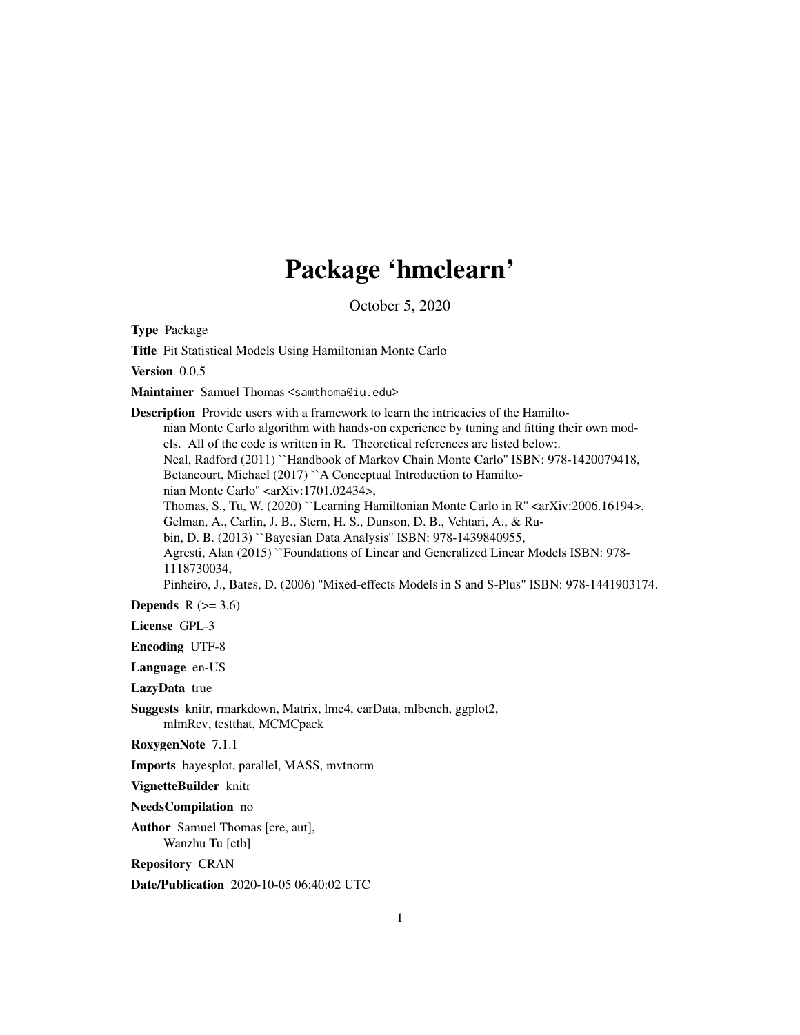# Package 'hmclearn'

October 5, 2020

**Type** Package

**Title** Fit Statistical Models Using Hamiltonian Monte Carlo

**Version** 0.0.5

**Maintainer** Samuel Thomas <samthoma@iu.edu>

**Description** Provide users with a framework to learn the intricacies of the Hamiltonian Monte Carlo algorithm with hands-on experience by tuning and fitting their own models. All of the code is written in R. Theoretical references are listed below:.
Neal, Radford (2011) ``Handbook of Markov Chain Monte Carlo'' ISBN: 978-1420079418,
Betancourt, Michael (2017) ``A Conceptual Introduction to Hamiltonian Monte Carlo'' <arXiv:1701.02434>,
Thomas, S., Tu, W. (2020) ``Learning Hamiltonian Monte Carlo in R'' <arXiv:2006.16194>,
Gelman, A., Carlin, J. B., Stern, H. S., Dunson, D. B., Vehtari, A., & Rubin, D. B. (2013) ``Bayesian Data Analysis'' ISBN: 978-1439840955,
Agresti, Alan (2015) ``Foundations of Linear and Generalized Linear Models ISBN: 978-1118730034,
Pinheiro, J., Bates, D. (2006) "Mixed-effects Models in S and S-Plus" ISBN: 978-1441903174.

**Depends** R (>= 3.6)

**License** GPL-3

**Encoding** UTF-8

**Language** en-US

**LazyData** true

**Suggests** knitr, rmarkdown, Matrix, lme4, carData, mlbench, ggplot2, mlmRev, testthat, MCMCpack

**RoxygenNote** 7.1.1

**Imports** bayesplot, parallel, MASS, mvtnorm

**VignetteBuilder** knitr

**NeedsCompilation** no

**Author** Samuel Thomas [cre, aut],
Wanzhu Tu [ctb]

**Repository** CRAN

**Date/Publication** 2020-10-05 06:40:02 UTC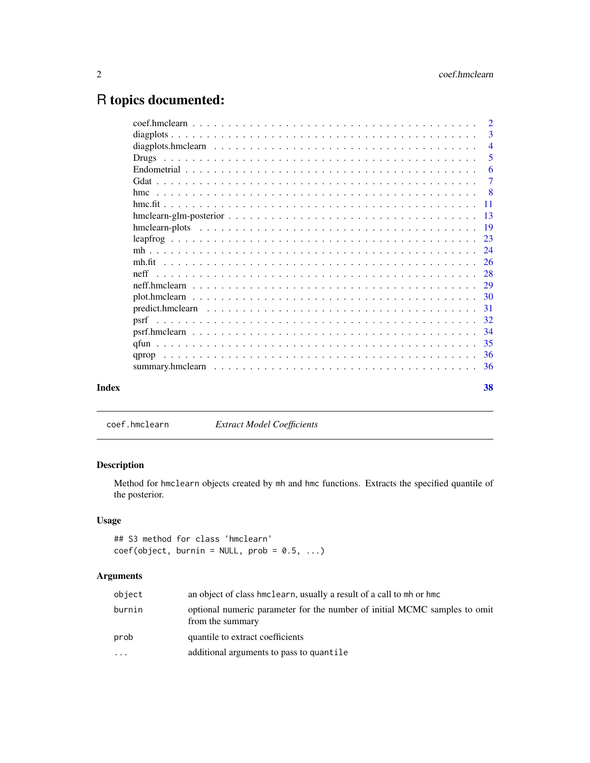# R topics documented:

| | |
|---|---|
| coef.hmclearn | 2 |
| diagplots | 3 |
| diagplots.hmclearn | 4 |
| Drugs | 5 |
| Endometrial | 6 |
| Gdat | 7 |
| hmc | 8 |
| hmc.fit | 11 |
| hmclearn-glm-posterior | 13 |
| hmclearn-plots | 19 |
| leapfrog | 23 |
| mh | 24 |
| mh.fit | 26 |
| neff | 28 |
| neff.hmclearn | 29 |
| plot.hmclearn | 30 |
| predict.hmclearn | 31 |
| psrf | 32 |
| psrf.hmclearn | 34 |
| qfun | 35 |
| qprop | 36 |
| summary.hmclearn | 36 |

**Index** **38**

---

`coef.hmclearn` *Extract Model Coefficients*

---

## Description

Method for `hmclearn` objects created by `mh` and `hmc` functions. Extracts the specified quantile of the posterior.

## Usage

```
## S3 method for class 'hmclearn'
coef(object, burnin = NULL, prob = 0.5, ...)
```

## Arguments

| | |
|---|---|
| `object` | an object of class `hmclearn`, usually a result of a call to `mh` or `hmc` |
| `burnin` | optional numeric parameter for the number of initial MCMC samples to omit from the summary |
| `prob` | quantile to extract coefficients |
| `...` | additional arguments to pass to `quantile` |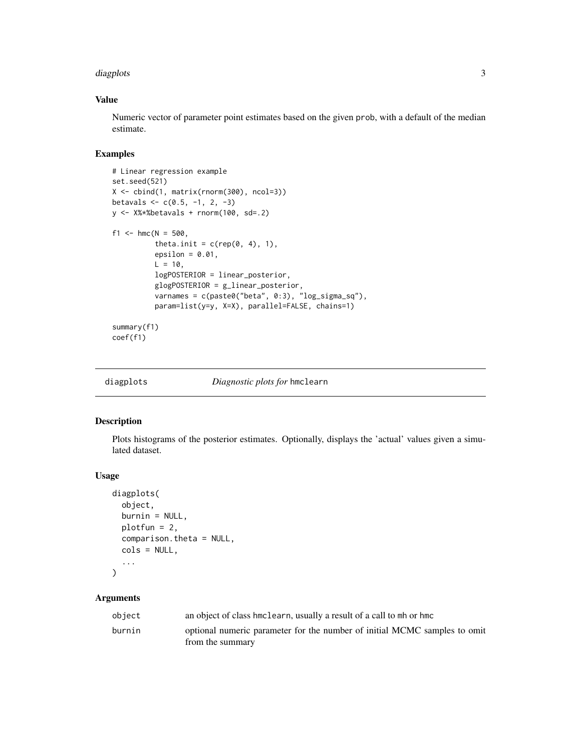### Value

Numeric vector of parameter point estimates based on the given prob, with a default of the median estimate.

### Examples

```
# Linear regression example
set.seed(521)
X <- cbind(1, matrix(rnorm(300), ncol=3))
betavals <- c(0.5, -1, 2, -3)
y <- X%*%betavals + rnorm(100, sd=.2)

f1 <- hmc(N = 500,
          theta.init = c(rep(0, 4), 1),
          epsilon = 0.01,
          L = 10,
          logPOSTERIOR = linear_posterior,
          glogPOSTERIOR = g_linear_posterior,
          varnames = c(paste0("beta", 0:3), "log_sigma_sq"),
          param=list(y=y, X=X), parallel=FALSE, chains=1)

summary(f1)
coef(f1)
```

---

## diagplots — *Diagnostic plots for* hmclearn

---

### Description

Plots histograms of the posterior estimates. Optionally, displays the 'actual' values given a simulated dataset.

### Usage

```
diagplots(
  object,
  burnin = NULL,
  plotfun = 2,
  comparison.theta = NULL,
  cols = NULL,
  ...
)
```

### Arguments

| | |
|---|---|
| object | an object of class hmclearn, usually a result of a call to mh or hmc |
| burnin | optional numeric parameter for the number of initial MCMC samples to omit from the summary |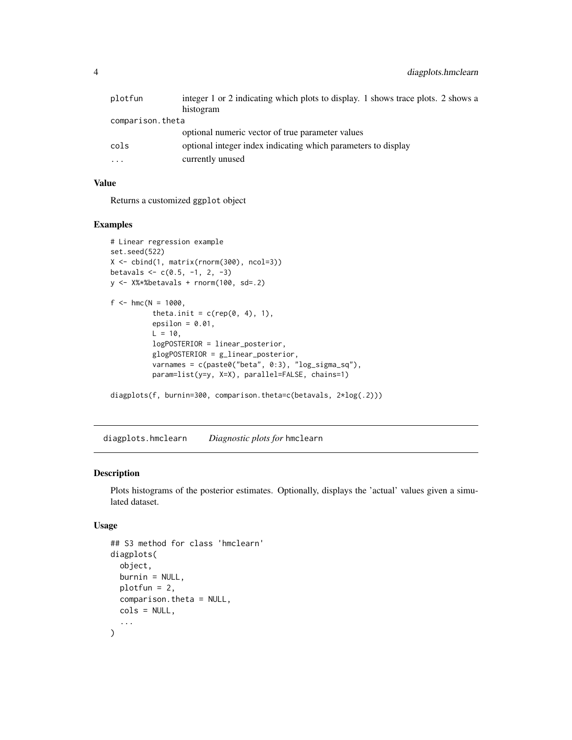| | |
|---|---|
| plotfun | integer 1 or 2 indicating which plots to display. 1 shows trace plots. 2 shows a histogram |
| comparison.theta | optional numeric vector of true parameter values |
| cols | optional integer index indicating which parameters to display |
| ... | currently unused |

### Value

Returns a customized ggplot object

### Examples

```
# Linear regression example
set.seed(522)
X <- cbind(1, matrix(rnorm(300), ncol=3))
betavals <- c(0.5, -1, 2, -3)
y <- X%*%betavals + rnorm(100, sd=.2)

f <- hmc(N = 1000,
         theta.init = c(rep(0, 4), 1),
         epsilon = 0.01,
         L = 10,
         logPOSTERIOR = linear_posterior,
         glogPOSTERIOR = g_linear_posterior,
         varnames = c(paste0("beta", 0:3), "log_sigma_sq"),
         param=list(y=y, X=X), parallel=FALSE, chains=1)

diagplots(f, burnin=300, comparison.theta=c(betavals, 2*log(.2)))
```

---

## diagplots.hmclearn *Diagnostic plots for* hmclearn

### Description

Plots histograms of the posterior estimates. Optionally, displays the 'actual' values given a simulated dataset.

### Usage

```
## S3 method for class 'hmclearn'
diagplots(
  object,
  burnin = NULL,
  plotfun = 2,
  comparison.theta = NULL,
  cols = NULL,
  ...
)
```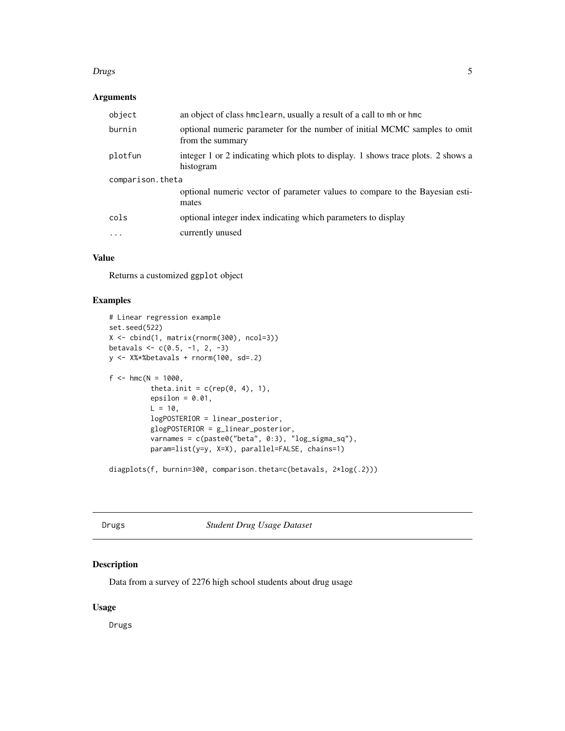### Arguments

| | |
|---|---|
| object | an object of class `hmclearn`, usually a result of a call to `mh` or `hmc` |
| burnin | optional numeric parameter for the number of initial MCMC samples to omit from the summary |
| plotfun | integer 1 or 2 indicating which plots to display. 1 shows trace plots. 2 shows a histogram |
| comparison.theta | optional numeric vector of parameter values to compare to the Bayesian estimates |
| cols | optional integer index indicating which parameters to display |
| ... | currently unused |

### Value

Returns a customized `ggplot` object

### Examples

```
# Linear regression example
set.seed(522)
X <- cbind(1, matrix(rnorm(300), ncol=3))
betavals <- c(0.5, -1, 2, -3)
y <- X%*%betavals + rnorm(100, sd=.2)

f <- hmc(N = 1000,
         theta.init = c(rep(0, 4), 1),
         epsilon = 0.01,
         L = 10,
         logPOSTERIOR = linear_posterior,
         glogPOSTERIOR = g_linear_posterior,
         varnames = c(paste0("beta", 0:3), "log_sigma_sq"),
         param=list(y=y, X=X), parallel=FALSE, chains=1)

diagplots(f, burnin=300, comparison.theta=c(betavals, 2*log(.2)))
```

---

## Drugs — *Student Drug Usage Dataset*

### Description

Data from a survey of 2276 high school students about drug usage

### Usage

```
Drugs
```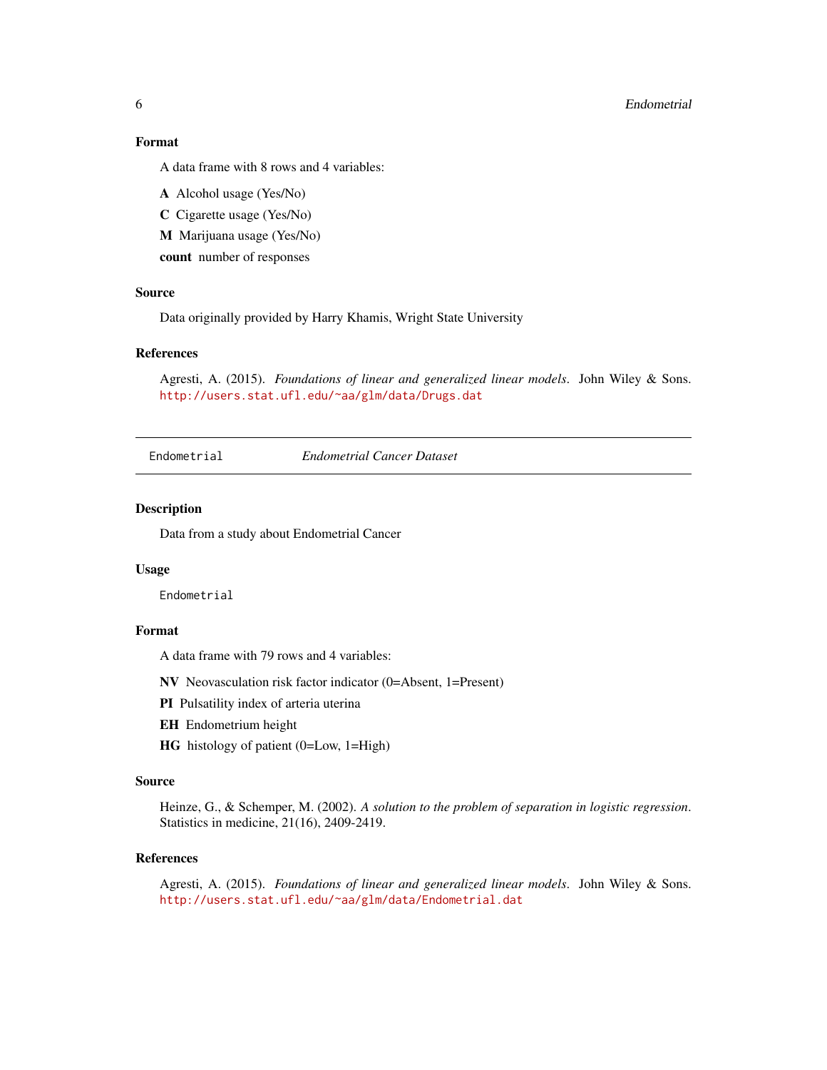### Format

A data frame with 8 rows and 4 variables:

**A** Alcohol usage (Yes/No)

**C** Cigarette usage (Yes/No)

**M** Marijuana usage (Yes/No)

**count** number of responses

### Source

Data originally provided by Harry Khamis, Wright State University

### References

Agresti, A. (2015). *Foundations of linear and generalized linear models*. John Wiley & Sons. http://users.stat.ufl.edu/~aa/glm/data/Drugs.dat

---

## Endometrial — *Endometrial Cancer Dataset*

---

### Description

Data from a study about Endometrial Cancer

### Usage

```
Endometrial
```

### Format

A data frame with 79 rows and 4 variables:

**NV** Neovasculation risk factor indicator (0=Absent, 1=Present)

**PI** Pulsatility index of arteria uterina

**EH** Endometrium height

**HG** histology of patient (0=Low, 1=High)

### Source

Heinze, G., & Schemper, M. (2002). *A solution to the problem of separation in logistic regression*. Statistics in medicine, 21(16), 2409-2419.

### References

Agresti, A. (2015). *Foundations of linear and generalized linear models*. John Wiley & Sons. http://users.stat.ufl.edu/~aa/glm/data/Endometrial.dat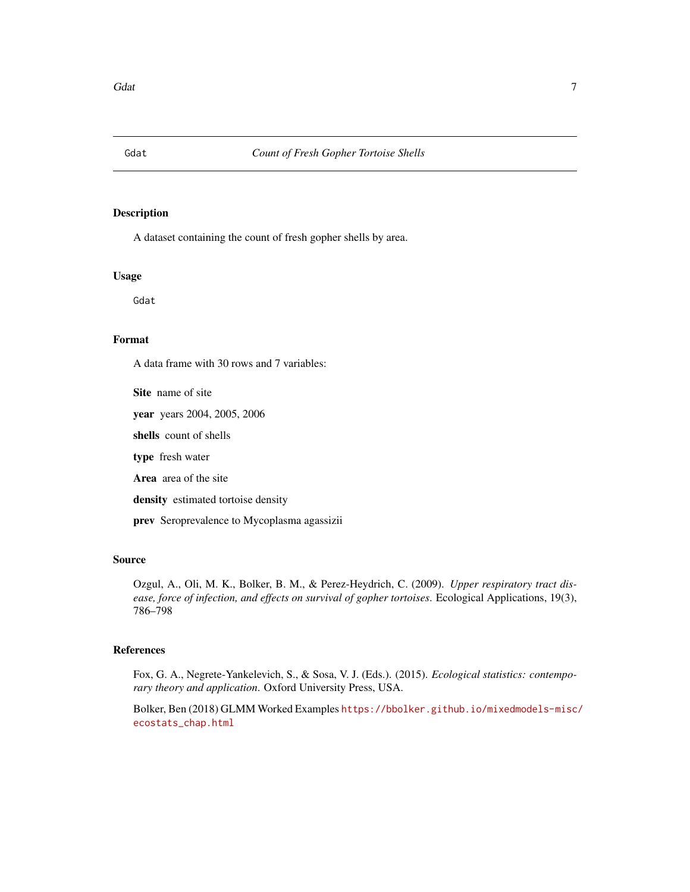# Gdat — *Count of Fresh Gopher Tortoise Shells*

## Description

A dataset containing the count of fresh gopher shells by area.

## Usage

```
Gdat
```

## Format

A data frame with 30 rows and 7 variables:

**Site** name of site

**year** years 2004, 2005, 2006

**shells** count of shells

**type** fresh water

**Area** area of the site

**density** estimated tortoise density

**prev** Seroprevalence to Mycoplasma agassizii

## Source

Ozgul, A., Oli, M. K., Bolker, B. M., & Perez-Heydrich, C. (2009). *Upper respiratory tract disease, force of infection, and effects on survival of gopher tortoises*. Ecological Applications, 19(3), 786–798

## References

Fox, G. A., Negrete-Yankelevich, S., & Sosa, V. J. (Eds.). (2015). *Ecological statistics: contemporary theory and application.* Oxford University Press, USA.

Bolker, Ben (2018) GLMM Worked Examples https://bbolker.github.io/mixedmodels-misc/ecostats_chap.html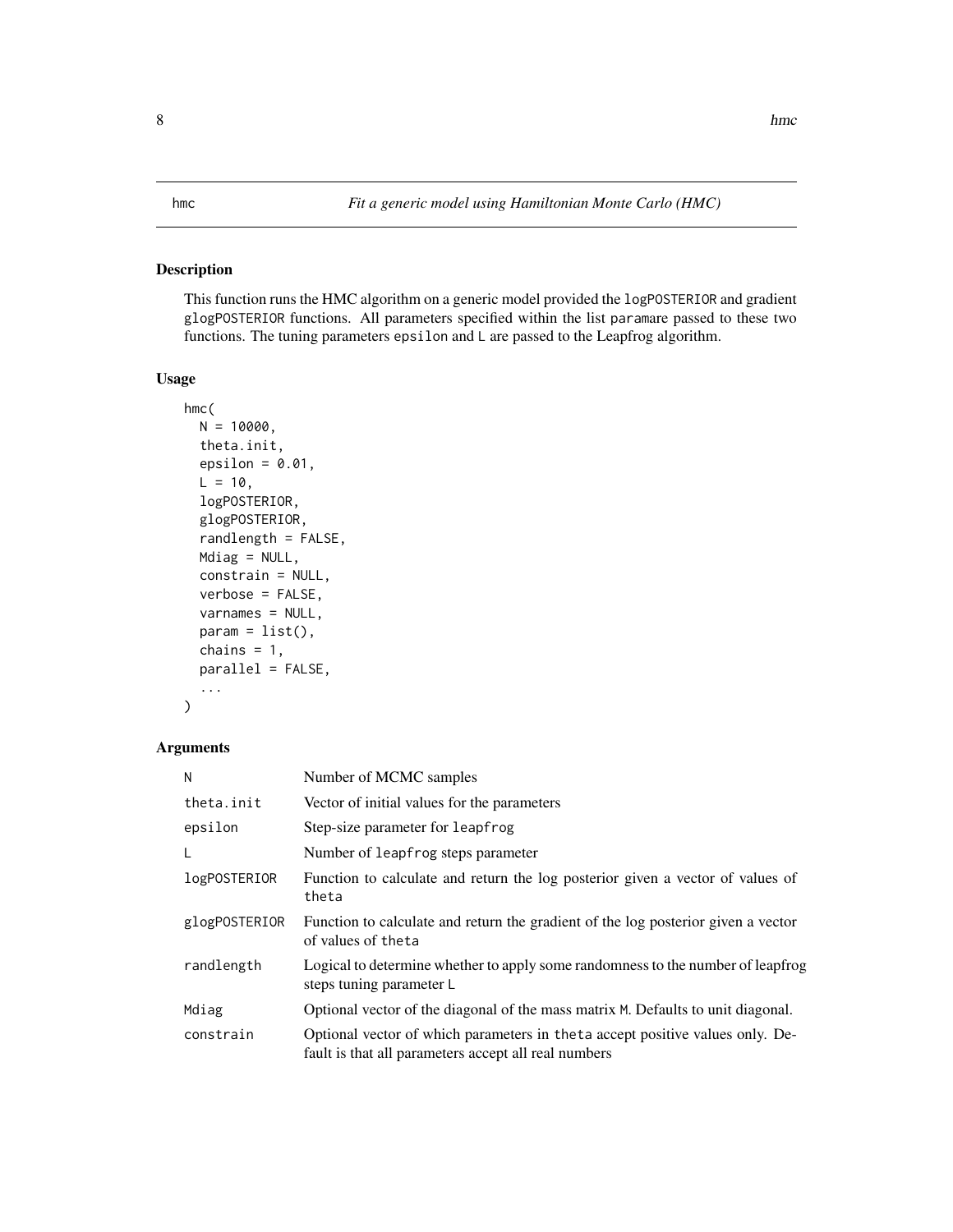## hmc — *Fit a generic model using Hamiltonian Monte Carlo (HMC)*

### Description

This function runs the HMC algorithm on a generic model provided the `logPOSTERIOR` and gradient `glogPOSTERIOR` functions. All parameters specified within the list `param`are passed to these two functions. The tuning parameters `epsilon` and `L` are passed to the Leapfrog algorithm.

### Usage

```
hmc(
  N = 10000,
  theta.init,
  epsilon = 0.01,
  L = 10,
  logPOSTERIOR,
  glogPOSTERIOR,
  randlength = FALSE,
  Mdiag = NULL,
  constrain = NULL,
  verbose = FALSE,
  varnames = NULL,
  param = list(),
  chains = 1,
  parallel = FALSE,
  ...
)
```

### Arguments

| | |
|---|---|
| `N` | Number of MCMC samples |
| `theta.init` | Vector of initial values for the parameters |
| `epsilon` | Step-size parameter for `leapfrog` |
| `L` | Number of `leapfrog` steps parameter |
| `logPOSTERIOR` | Function to calculate and return the log posterior given a vector of values of `theta` |
| `glogPOSTERIOR` | Function to calculate and return the gradient of the log posterior given a vector of values of `theta` |
| `randlength` | Logical to determine whether to apply some randomness to the number of leapfrog steps tuning parameter `L` |
| `Mdiag` | Optional vector of the diagonal of the mass matrix `M`. Defaults to unit diagonal. |
| `constrain` | Optional vector of which parameters in `theta` accept positive values only. Default is that all parameters accept all real numbers |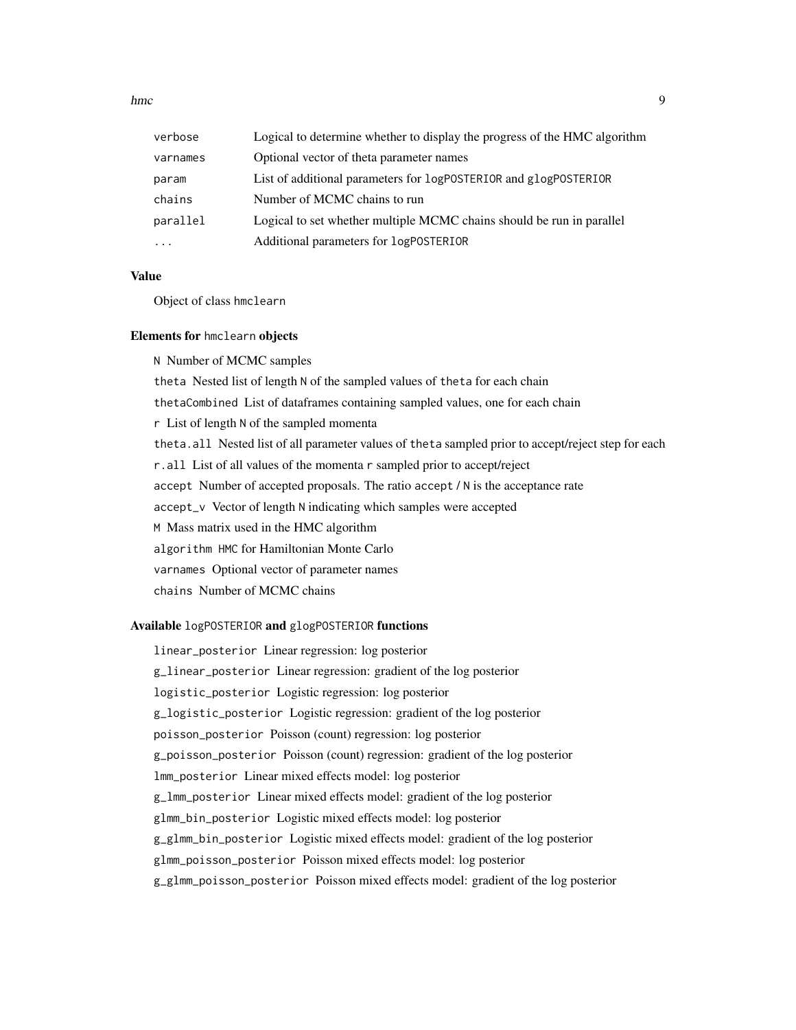| | |
|---|---|
| `verbose` | Logical to determine whether to display the progress of the HMC algorithm |
| `varnames` | Optional vector of theta parameter names |
| `param` | List of additional parameters for `logPOSTERIOR` and `glogPOSTERIOR` |
| `chains` | Number of MCMC chains to run |
| `parallel` | Logical to set whether multiple MCMC chains should be run in parallel |
| `...` | Additional parameters for `logPOSTERIOR` |

### Value

Object of class `hmclearn`

### Elements for `hmclearn` objects

`N` Number of MCMC samples

`theta` Nested list of length `N` of the sampled values of `theta` for each chain

`thetaCombined` List of dataframes containing sampled values, one for each chain

`r` List of length `N` of the sampled momenta

`theta.all` Nested list of all parameter values of `theta` sampled prior to accept/reject step for each

`r.all` List of all values of the momenta `r` sampled prior to accept/reject

`accept` Number of accepted proposals. The ratio `accept` / `N` is the acceptance rate

`accept_v` Vector of length `N` indicating which samples were accepted

`M` Mass matrix used in the HMC algorithm

`algorithm` `HMC` for Hamiltonian Monte Carlo

`varnames` Optional vector of parameter names

`chains` Number of MCMC chains

### Available `logPOSTERIOR` and `glogPOSTERIOR` functions

`linear_posterior` Linear regression: log posterior

`g_linear_posterior` Linear regression: gradient of the log posterior

`logistic_posterior` Logistic regression: log posterior

`g_logistic_posterior` Logistic regression: gradient of the log posterior

`poisson_posterior` Poisson (count) regression: log posterior

`g_poisson_posterior` Poisson (count) regression: gradient of the log posterior

`lmm_posterior` Linear mixed effects model: log posterior

`g_lmm_posterior` Linear mixed effects model: gradient of the log posterior

`glmm_bin_posterior` Logistic mixed effects model: log posterior

`g_glmm_bin_posterior` Logistic mixed effects model: gradient of the log posterior

`glmm_poisson_posterior` Poisson mixed effects model: log posterior

`g_glmm_poisson_posterior` Poisson mixed effects model: gradient of the log posterior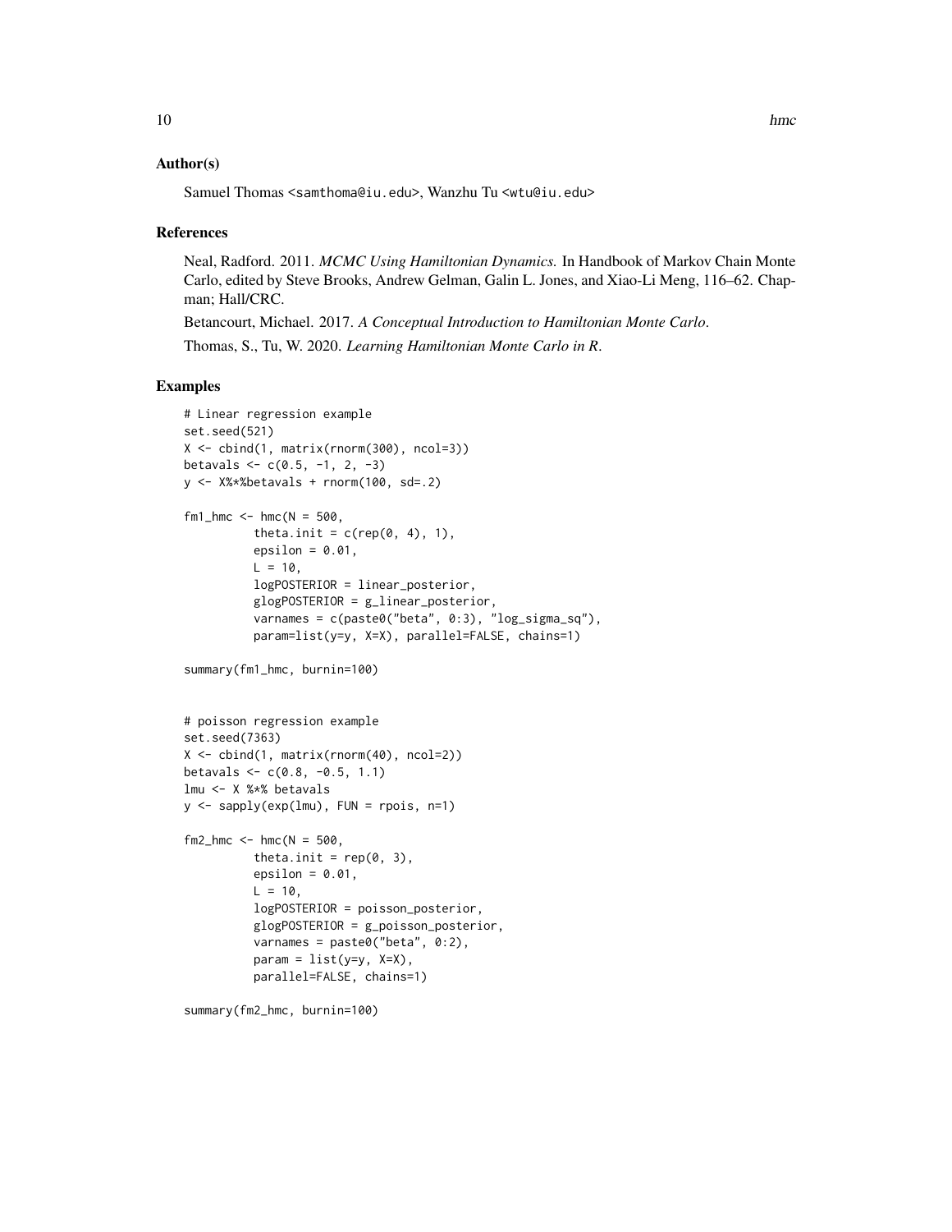## Author(s)

Samuel Thomas <samthoma@iu.edu>, Wanzhu Tu <wtu@iu.edu>

## References

Neal, Radford. 2011. *MCMC Using Hamiltonian Dynamics.* In Handbook of Markov Chain Monte Carlo, edited by Steve Brooks, Andrew Gelman, Galin L. Jones, and Xiao-Li Meng, 116–62. Chapman; Hall/CRC.

Betancourt, Michael. 2017. *A Conceptual Introduction to Hamiltonian Monte Carlo*.

Thomas, S., Tu, W. 2020. *Learning Hamiltonian Monte Carlo in R*.

## Examples

```
# Linear regression example
set.seed(521)
X <- cbind(1, matrix(rnorm(300), ncol=3))
betavals <- c(0.5, -1, 2, -3)
y <- X%*%betavals + rnorm(100, sd=.2)

fm1_hmc <- hmc(N = 500,
          theta.init = c(rep(0, 4), 1),
          epsilon = 0.01,
          L = 10,
          logPOSTERIOR = linear_posterior,
          glogPOSTERIOR = g_linear_posterior,
          varnames = c(paste0("beta", 0:3), "log_sigma_sq"),
          param=list(y=y, X=X), parallel=FALSE, chains=1)

summary(fm1_hmc, burnin=100)


# poisson regression example
set.seed(7363)
X <- cbind(1, matrix(rnorm(40), ncol=2))
betavals <- c(0.8, -0.5, 1.1)
lmu <- X %*% betavals
y <- sapply(exp(lmu), FUN = rpois, n=1)

fm2_hmc <- hmc(N = 500,
          theta.init = rep(0, 3),
          epsilon = 0.01,
          L = 10,
          logPOSTERIOR = poisson_posterior,
          glogPOSTERIOR = g_poisson_posterior,
          varnames = paste0("beta", 0:2),
          param = list(y=y, X=X),
          parallel=FALSE, chains=1)

summary(fm2_hmc, burnin=100)
```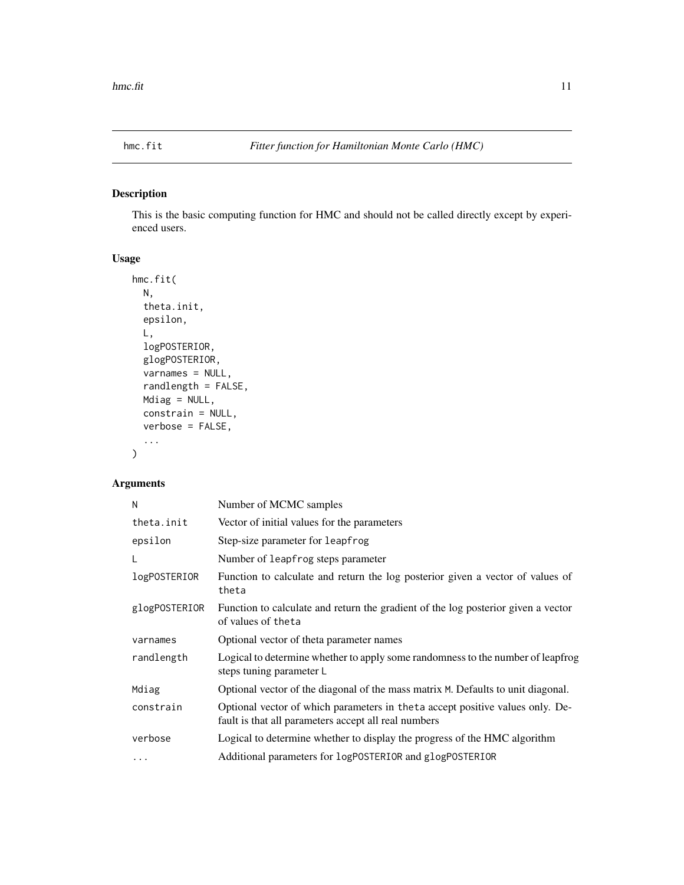# hmc.fit — *Fitter function for Hamiltonian Monte Carlo (HMC)*

## Description

This is the basic computing function for HMC and should not be called directly except by experienced users.

## Usage

```
hmc.fit(
  N,
  theta.init,
  epsilon,
  L,
  logPOSTERIOR,
  glogPOSTERIOR,
  varnames = NULL,
  randlength = FALSE,
  Mdiag = NULL,
  constrain = NULL,
  verbose = FALSE,
  ...
)
```

## Arguments

| | |
|---|---|
| `N` | Number of MCMC samples |
| `theta.init` | Vector of initial values for the parameters |
| `epsilon` | Step-size parameter for `leapfrog` |
| `L` | Number of `leapfrog` steps parameter |
| `logPOSTERIOR` | Function to calculate and return the log posterior given a vector of values of `theta` |
| `glogPOSTERIOR` | Function to calculate and return the gradient of the log posterior given a vector of values of `theta` |
| `varnames` | Optional vector of theta parameter names |
| `randlength` | Logical to determine whether to apply some randomness to the number of leapfrog steps tuning parameter `L` |
| `Mdiag` | Optional vector of the diagonal of the mass matrix `M`. Defaults to unit diagonal. |
| `constrain` | Optional vector of which parameters in `theta` accept positive values only. Default is that all parameters accept all real numbers |
| `verbose` | Logical to determine whether to display the progress of the HMC algorithm |
| `...` | Additional parameters for `logPOSTERIOR` and `glogPOSTERIOR` |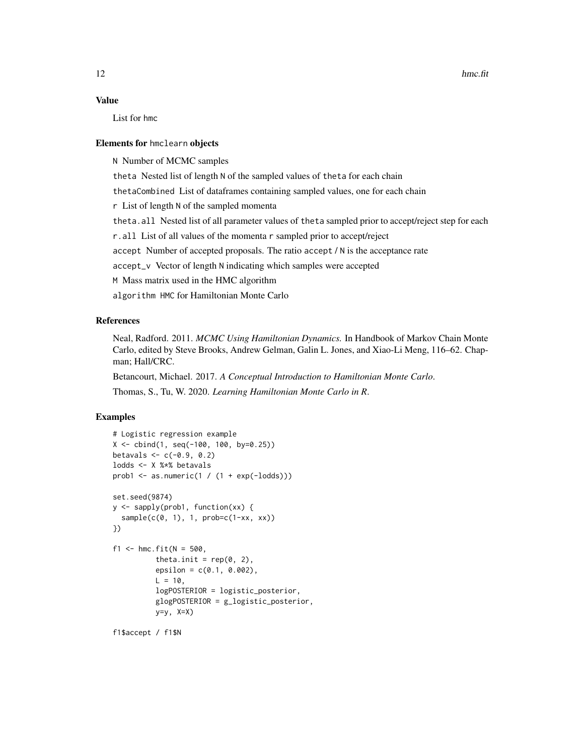## Value

List for hmc

### Elements for hmclearn objects

N Number of MCMC samples

theta Nested list of length N of the sampled values of theta for each chain

thetaCombined List of dataframes containing sampled values, one for each chain

r List of length N of the sampled momenta

theta.all Nested list of all parameter values of theta sampled prior to accept/reject step for each

r.all List of all values of the momenta r sampled prior to accept/reject

accept Number of accepted proposals. The ratio accept / N is the acceptance rate

accept_v Vector of length N indicating which samples were accepted

M Mass matrix used in the HMC algorithm

algorithm HMC for Hamiltonian Monte Carlo

## References

Neal, Radford. 2011. *MCMC Using Hamiltonian Dynamics.* In Handbook of Markov Chain Monte Carlo, edited by Steve Brooks, Andrew Gelman, Galin L. Jones, and Xiao-Li Meng, 116–62. Chapman; Hall/CRC.

Betancourt, Michael. 2017. *A Conceptual Introduction to Hamiltonian Monte Carlo*.

Thomas, S., Tu, W. 2020. *Learning Hamiltonian Monte Carlo in R*.

## Examples

```
# Logistic regression example
X <- cbind(1, seq(-100, 100, by=0.25))
betavals <- c(-0.9, 0.2)
lodds <- X %*% betavals
prob1 <- as.numeric(1 / (1 + exp(-lodds)))

set.seed(9874)
y <- sapply(prob1, function(xx) {
  sample(c(0, 1), 1, prob=c(1-xx, xx))
})

f1 <- hmc.fit(N = 500,
          theta.init = rep(0, 2),
          epsilon = c(0.1, 0.002),
          L = 10,
          logPOSTERIOR = logistic_posterior,
          glogPOSTERIOR = g_logistic_posterior,
          y=y, X=X)

f1$accept / f1$N
```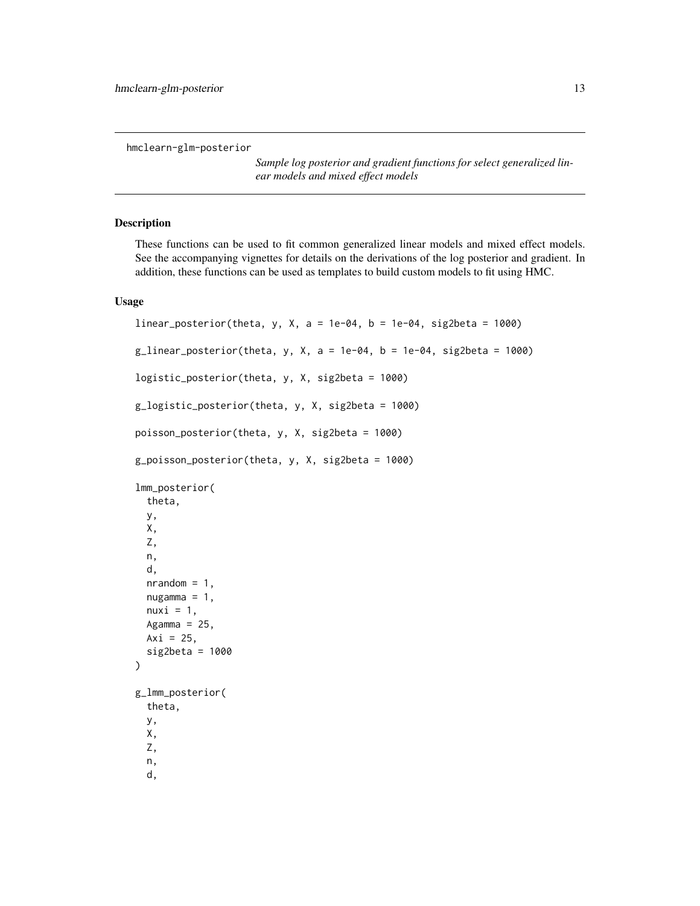hmclearn-glm-posterior

*Sample log posterior and gradient functions for select generalized linear models and mixed effect models*

## Description

These functions can be used to fit common generalized linear models and mixed effect models. See the accompanying vignettes for details on the derivations of the log posterior and gradient. In addition, these functions can be used as templates to build custom models to fit using HMC.

## Usage

```
linear_posterior(theta, y, X, a = 1e-04, b = 1e-04, sig2beta = 1000)

g_linear_posterior(theta, y, X, a = 1e-04, b = 1e-04, sig2beta = 1000)

logistic_posterior(theta, y, X, sig2beta = 1000)

g_logistic_posterior(theta, y, X, sig2beta = 1000)

poisson_posterior(theta, y, X, sig2beta = 1000)

g_poisson_posterior(theta, y, X, sig2beta = 1000)

lmm_posterior(
  theta,
  y,
  X,
  Z,
  n,
  d,
  nrandom = 1,
  nugamma = 1,
  nuxi = 1,
  Agamma = 25,
  Axi = 25,
  sig2beta = 1000
)

g_lmm_posterior(
  theta,
  y,
  X,
  Z,
  n,
  d,
```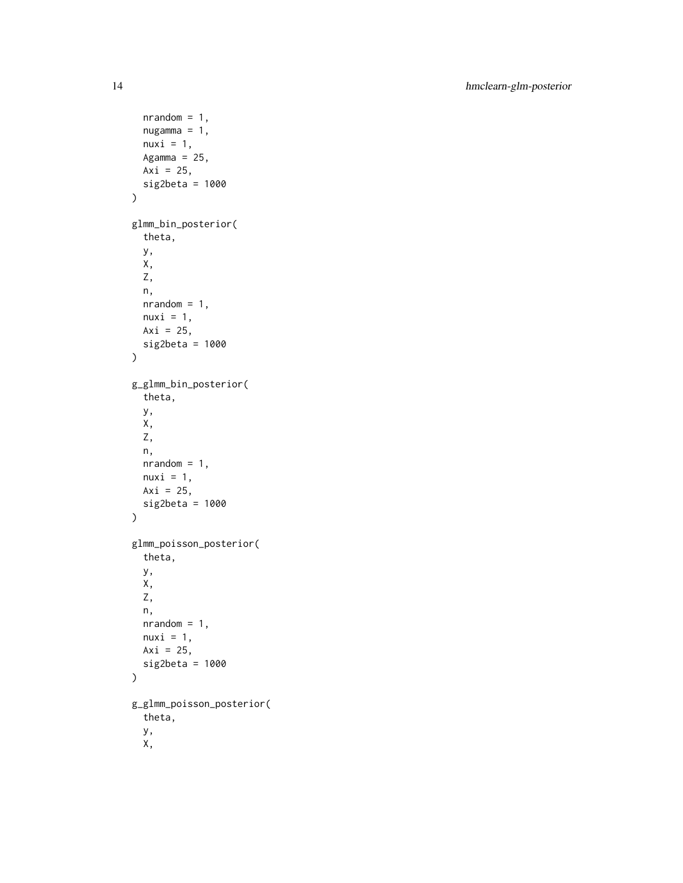```
  nrandom = 1,
  nugamma = 1,
  nuxi = 1,
  Agamma = 25,
  Axi = 25,
  sig2beta = 1000
)

glmm_bin_posterior(
  theta,
  y,
  X,
  Z,
  n,
  nrandom = 1,
  nuxi = 1,
  Axi = 25,
  sig2beta = 1000
)

g_glmm_bin_posterior(
  theta,
  y,
  X,
  Z,
  n,
  nrandom = 1,
  nuxi = 1,
  Axi = 25,
  sig2beta = 1000
)

glmm_poisson_posterior(
  theta,
  y,
  X,
  Z,
  n,
  nrandom = 1,
  nuxi = 1,
  Axi = 25,
  sig2beta = 1000
)

g_glmm_poisson_posterior(
  theta,
  y,
  X,
```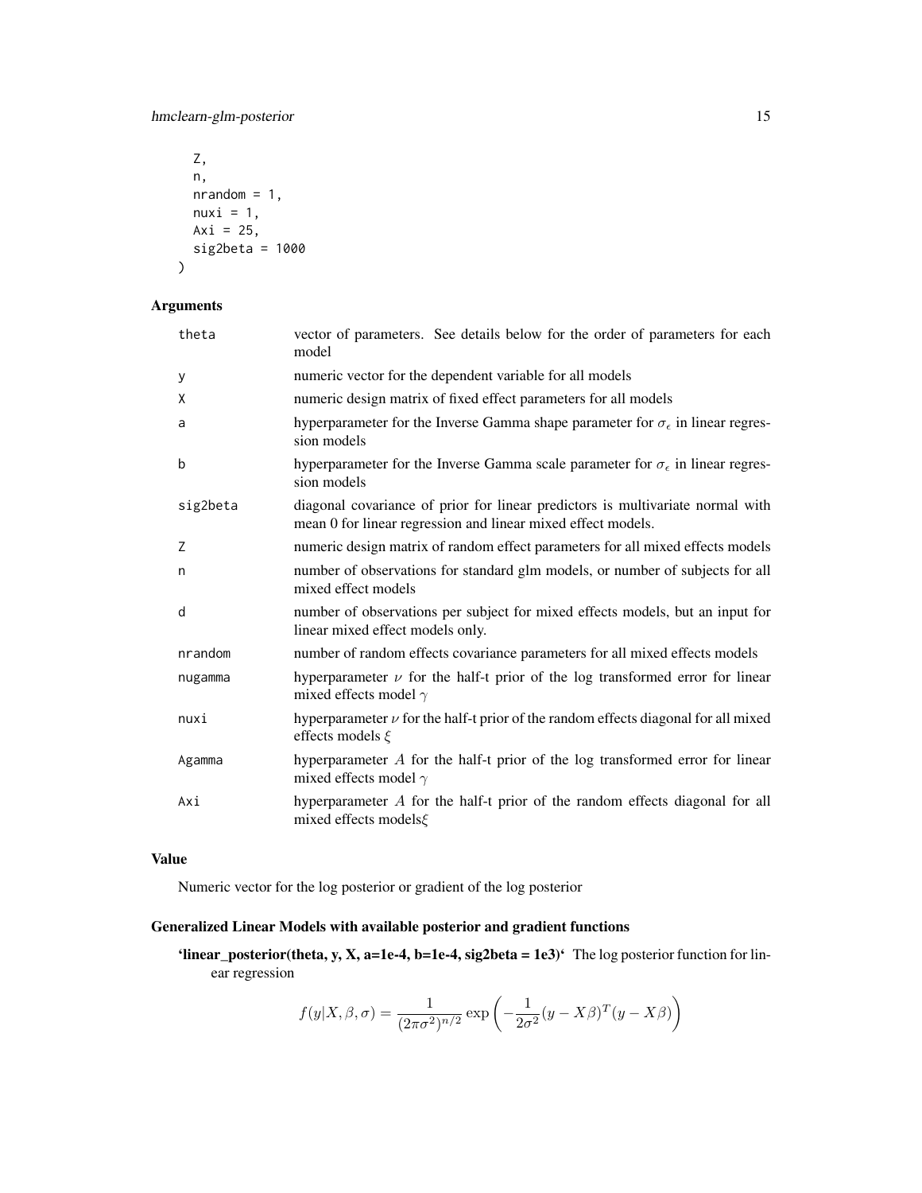```
  Z,
  n,
  nrandom = 1,
  nuxi = 1,
  Axi = 25,
  sig2beta = 1000
)
```

### Arguments

| | |
|---|---|
| theta | vector of parameters. See details below for the order of parameters for each model |
| y | numeric vector for the dependent variable for all models |
| X | numeric design matrix of fixed effect parameters for all models |
| a | hyperparameter for the Inverse Gamma shape parameter for $\sigma_\epsilon$ in linear regression models |
| b | hyperparameter for the Inverse Gamma scale parameter for $\sigma_\epsilon$ in linear regression models |
| sig2beta | diagonal covariance of prior for linear predictors is multivariate normal with mean 0 for linear regression and linear mixed effect models. |
| Z | numeric design matrix of random effect parameters for all mixed effects models |
| n | number of observations for standard glm models, or number of subjects for all mixed effect models |
| d | number of observations per subject for mixed effects models, but an input for linear mixed effect models only. |
| nrandom | number of random effects covariance parameters for all mixed effects models |
| nugamma | hyperparameter $\nu$ for the half-t prior of the log transformed error for linear mixed effects model $\gamma$ |
| nuxi | hyperparameter $\nu$ for the half-t prior of the random effects diagonal for all mixed effects models $\xi$ |
| Agamma | hyperparameter $A$ for the half-t prior of the log transformed error for linear mixed effects model $\gamma$ |
| Axi | hyperparameter $A$ for the half-t prior of the random effects diagonal for all mixed effects models$\xi$ |

### Value

Numeric vector for the log posterior or gradient of the log posterior

### Generalized Linear Models with available posterior and gradient functions

**'linear_posterior(theta, y, X, a=1e-4, b=1e-4, sig2beta = 1e3)'** The log posterior function for linear regression

$$f(y|X, \beta, \sigma) = \frac{1}{(2\pi\sigma^2)^{n/2}} \exp\left(-\frac{1}{2\sigma^2}(y - X\beta)^T(y - X\beta)\right)$$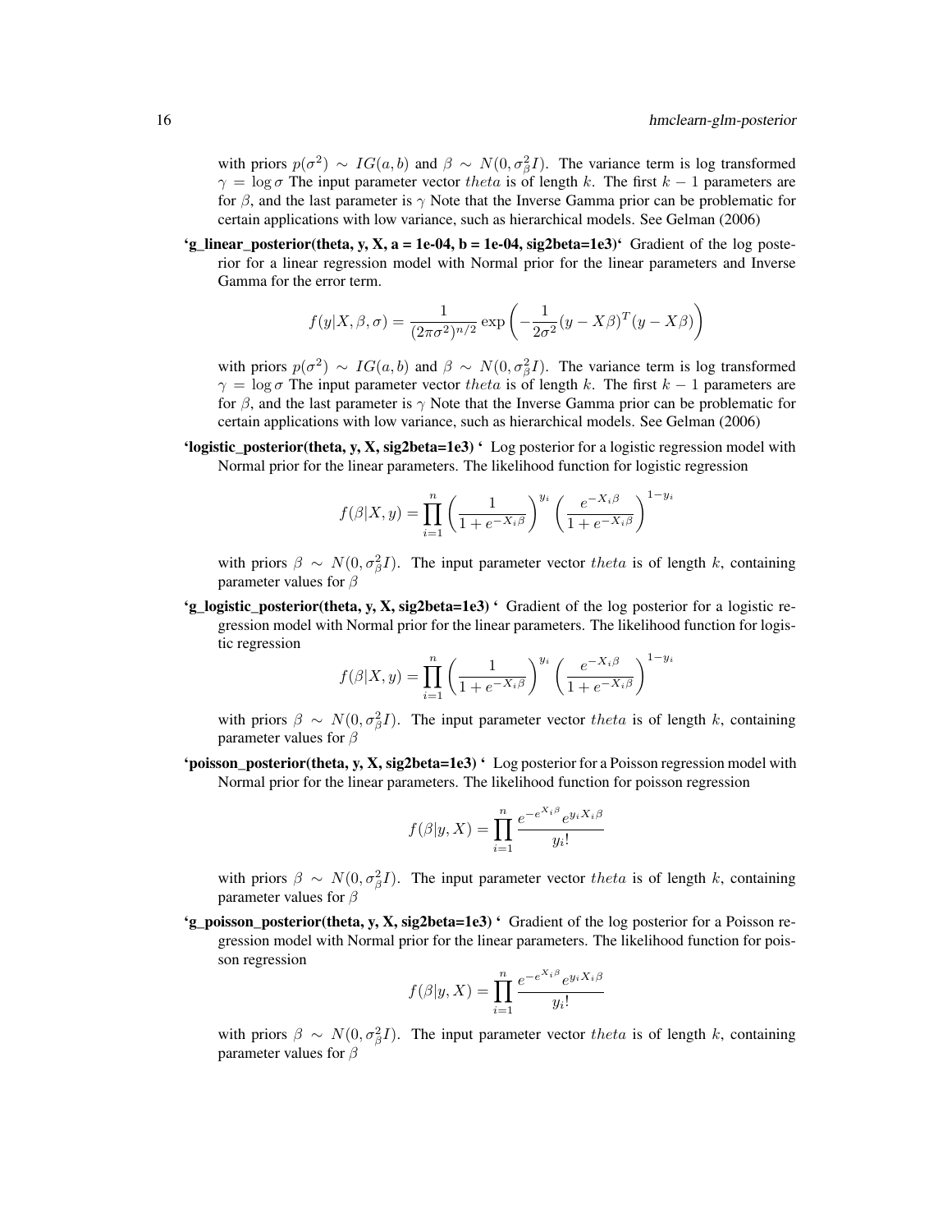with priors $p(\sigma^2) \sim IG(a, b)$ and $\beta \sim N(0, \sigma^2_\beta I)$. The variance term is log transformed $\gamma = \log \sigma$ The input parameter vector $theta$ is of length $k$. The first $k-1$ parameters are for $\beta$, and the last parameter is $\gamma$ Note that the Inverse Gamma prior can be problematic for certain applications with low variance, such as hierarchical models. See Gelman (2006)

**'g_linear_posterior(theta, y, X, a = 1e-04, b = 1e-04, sig2beta=1e3)'** Gradient of the log posterior for a linear regression model with Normal prior for the linear parameters and Inverse Gamma for the error term.

$$f(y|X, \beta, \sigma) = \frac{1}{(2\pi\sigma^2)^{n/2}} \exp\left(-\frac{1}{2\sigma^2}(y - X\beta)^T(y - X\beta)\right)$$

with priors $p(\sigma^2) \sim IG(a, b)$ and $\beta \sim N(0, \sigma^2_\beta I)$. The variance term is log transformed $\gamma = \log \sigma$ The input parameter vector $theta$ is of length $k$. The first $k-1$ parameters are for $\beta$, and the last parameter is $\gamma$ Note that the Inverse Gamma prior can be problematic for certain applications with low variance, such as hierarchical models. See Gelman (2006)

**'logistic_posterior(theta, y, X, sig2beta=1e3) '** Log posterior for a logistic regression model with Normal prior for the linear parameters. The likelihood function for logistic regression

$$f(\beta|X, y) = \prod_{i=1}^{n} \left(\frac{1}{1 + e^{-X_i\beta}}\right)^{y_i} \left(\frac{e^{-X_i\beta}}{1 + e^{-X_i\beta}}\right)^{1-y_i}$$

with priors $\beta \sim N(0, \sigma^2_\beta I)$. The input parameter vector $theta$ is of length $k$, containing parameter values for $\beta$

**'g_logistic_posterior(theta, y, X, sig2beta=1e3) '** Gradient of the log posterior for a logistic regression model with Normal prior for the linear parameters. The likelihood function for logistic regression

$$f(\beta|X, y) = \prod_{i=1}^{n} \left(\frac{1}{1 + e^{-X_i\beta}}\right)^{y_i} \left(\frac{e^{-X_i\beta}}{1 + e^{-X_i\beta}}\right)^{1-y_i}$$

with priors $\beta \sim N(0, \sigma^2_\beta I)$. The input parameter vector $theta$ is of length $k$, containing parameter values for $\beta$

**'poisson_posterior(theta, y, X, sig2beta=1e3) '** Log posterior for a Poisson regression model with Normal prior for the linear parameters. The likelihood function for poisson regression

$$f(\beta|y, X) = \prod_{i=1}^{n} \frac{e^{-e^{X_i\beta}} e^{y_i X_i\beta}}{y_i!}$$

with priors $\beta \sim N(0, \sigma^2_\beta I)$. The input parameter vector $theta$ is of length $k$, containing parameter values for $\beta$

**'g_poisson_posterior(theta, y, X, sig2beta=1e3) '** Gradient of the log posterior for a Poisson regression model with Normal prior for the linear parameters. The likelihood function for poisson regression

$$f(\beta|y, X) = \prod_{i=1}^{n} \frac{e^{-e^{X_i\beta}} e^{y_i X_i\beta}}{y_i!}$$

with priors $\beta \sim N(0, \sigma^2_\beta I)$. The input parameter vector $theta$ is of length $k$, containing parameter values for $\beta$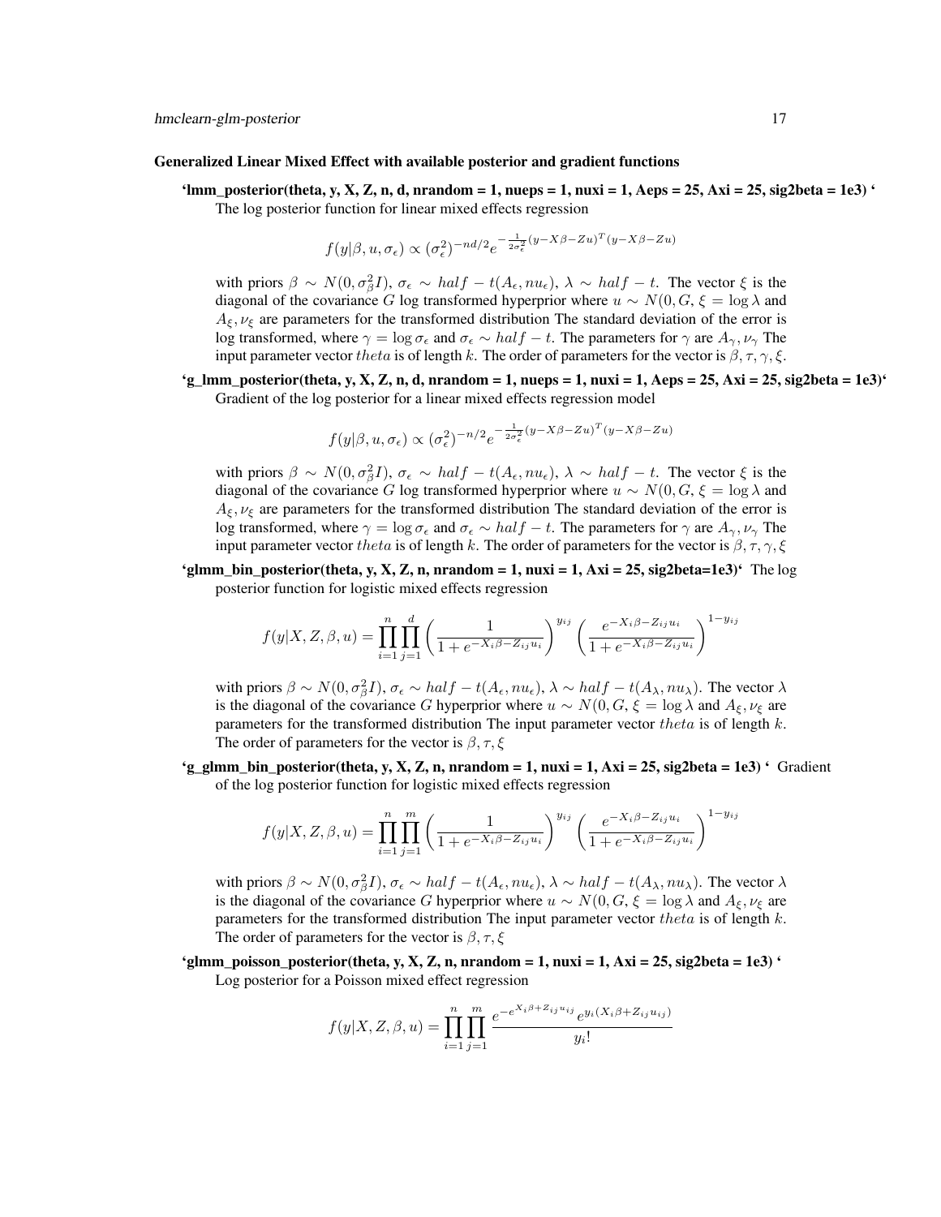**Generalized Linear Mixed Effect with available posterior and gradient functions**

**'lmm_posterior(theta, y, X, Z, n, d, nrandom = 1, nueps = 1, nuxi = 1, Aeps = 25, Axi = 25, sig2beta = 1e3) '**
The log posterior function for linear mixed effects regression

$$f(y|\beta, u, \sigma_\epsilon) \propto (\sigma_\epsilon^2)^{-nd/2} e^{-\frac{1}{2\sigma_\epsilon^2}(y - X\beta - Zu)^T(y - X\beta - Zu)}$$

with priors $\beta \sim N(0, \sigma_\beta^2 I)$, $\sigma_\epsilon \sim half-t(A_\epsilon, nu_\epsilon)$, $\lambda \sim half-t$. The vector $\xi$ is the diagonal of the covariance $G$ log transformed hyperprior where $u \sim N(0, G, \xi = \log\lambda$ and $A_\xi, \nu_\xi$ are parameters for the transformed distribution The standard deviation of the error is log transformed, where $\gamma = \log\sigma_\epsilon$ and $\sigma_\epsilon \sim half-t$. The parameters for $\gamma$ are $A_\gamma, \nu_\gamma$ The input parameter vector $theta$ is of length $k$. The order of parameters for the vector is $\beta, \tau, \gamma, \xi$.

**'g_lmm_posterior(theta, y, X, Z, n, d, nrandom = 1, nueps = 1, nuxi = 1, Aeps = 25, Axi = 25, sig2beta = 1e3)'**
Gradient of the log posterior for a linear mixed effects regression model

$$f(y|\beta, u, \sigma_\epsilon) \propto (\sigma_\epsilon^2)^{-n/2} e^{-\frac{1}{2\sigma_\epsilon^2}(y - X\beta - Zu)^T(y - X\beta - Zu)}$$

with priors $\beta \sim N(0, \sigma_\beta^2 I)$, $\sigma_\epsilon \sim half-t(A_\epsilon, nu_\epsilon)$, $\lambda \sim half-t$. The vector $\xi$ is the diagonal of the covariance $G$ log transformed hyperprior where $u \sim N(0, G, \xi = \log\lambda$ and $A_\xi, \nu_\xi$ are parameters for the transformed distribution The standard deviation of the error is log transformed, where $\gamma = \log\sigma_\epsilon$ and $\sigma_\epsilon \sim half-t$. The parameters for $\gamma$ are $A_\gamma, \nu_\gamma$ The input parameter vector $theta$ is of length $k$. The order of parameters for the vector is $\beta, \tau, \gamma, \xi$

**'glmm_bin_posterior(theta, y, X, Z, n, nrandom = 1, nuxi = 1, Axi = 25, sig2beta=1e3)'** The log posterior function for logistic mixed effects regression

$$f(y|X, Z, \beta, u) = \prod_{i=1}^{n}\prod_{j=1}^{d}\left(\frac{1}{1 + e^{-X_i\beta - Z_{ij}u_i}}\right)^{y_{ij}}\left(\frac{e^{-X_i\beta - Z_{ij}u_i}}{1 + e^{-X_i\beta - Z_{ij}u_i}}\right)^{1 - y_{ij}}$$

with priors $\beta \sim N(0, \sigma_\beta^2 I)$, $\sigma_\epsilon \sim half-t(A_\epsilon, nu_\epsilon)$, $\lambda \sim half-t(A_\lambda, nu_\lambda)$. The vector $\lambda$ is the diagonal of the covariance $G$ hyperprior where $u \sim N(0, G, \xi = \log\lambda$ and $A_\xi, \nu_\xi$ are parameters for the transformed distribution The input parameter vector $theta$ is of length $k$. The order of parameters for the vector is $\beta, \tau, \xi$

**'g_glmm_bin_posterior(theta, y, X, Z, n, nrandom = 1, nuxi = 1, Axi = 25, sig2beta = 1e3) '** Gradient of the log posterior function for logistic mixed effects regression

$$f(y|X, Z, \beta, u) = \prod_{i=1}^{n}\prod_{j=1}^{m}\left(\frac{1}{1 + e^{-X_i\beta - Z_{ij}u_i}}\right)^{y_{ij}}\left(\frac{e^{-X_i\beta - Z_{ij}u_i}}{1 + e^{-X_i\beta - Z_{ij}u_i}}\right)^{1 - y_{ij}}$$

with priors $\beta \sim N(0, \sigma_\beta^2 I)$, $\sigma_\epsilon \sim half-t(A_\epsilon, nu_\epsilon)$, $\lambda \sim half-t(A_\lambda, nu_\lambda)$. The vector $\lambda$ is the diagonal of the covariance $G$ hyperprior where $u \sim N(0, G, \xi = \log\lambda$ and $A_\xi, \nu_\xi$ are parameters for the transformed distribution The input parameter vector $theta$ is of length $k$. The order of parameters for the vector is $\beta, \tau, \xi$

**'glmm_poisson_posterior(theta, y, X, Z, n, nrandom = 1, nuxi = 1, Axi = 25, sig2beta = 1e3) '**
Log posterior for a Poisson mixed effect regression

$$f(y|X, Z, \beta, u) = \prod_{i=1}^{n}\prod_{j=1}^{m}\frac{e^{-e^{X_i\beta + Z_{ij}u_{ij}}}e^{y_i(X_i\beta + Z_{ij}u_{ij})}}{y_i!}$$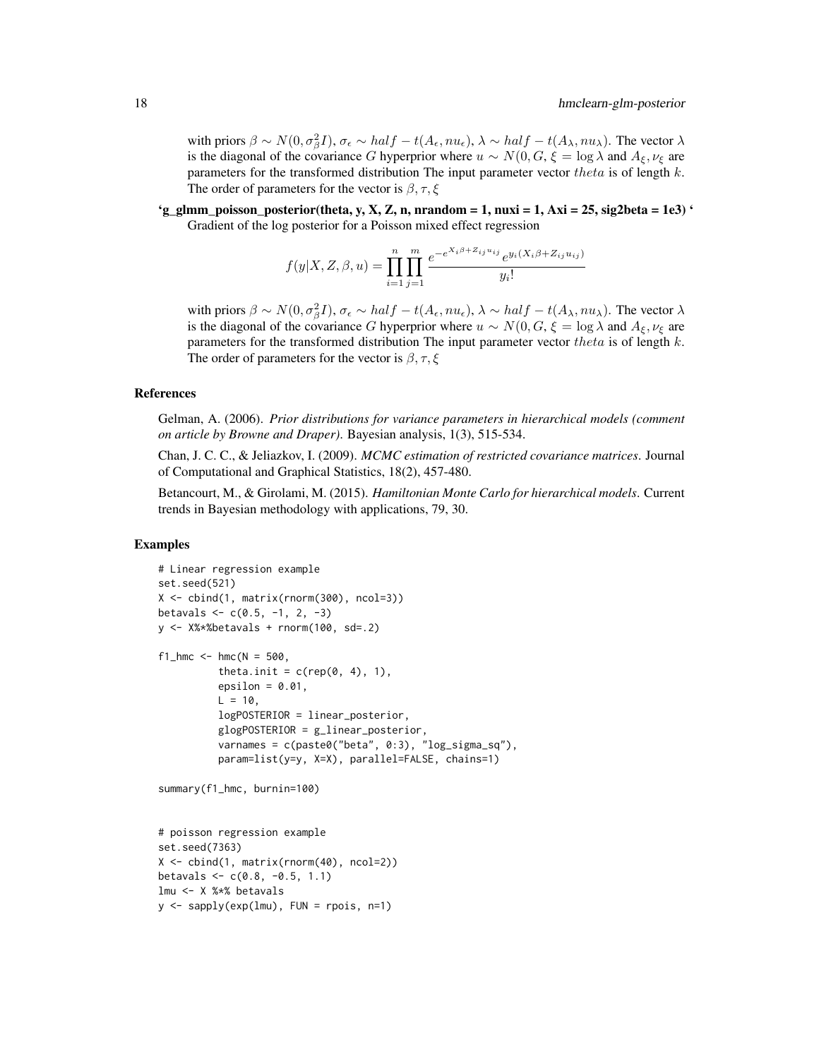with priors $\beta \sim N(0, \sigma_\beta^2 I)$, $\sigma_\epsilon \sim half-t(A_\epsilon, nu_\epsilon)$, $\lambda \sim half-t(A_\lambda, nu_\lambda)$. The vector $\lambda$ is the diagonal of the covariance $G$ hyperprior where $u \sim N(0, G, \xi = \log \lambda$ and $A_\xi, \nu_\xi$ are parameters for the transformed distribution The input parameter vector $theta$ is of length $k$. The order of parameters for the vector is $\beta, \tau, \xi$

**'g_glmm_poisson_posterior(theta, y, X, Z, n, nrandom = 1, nuxi = 1, Axi = 25, sig2beta = 1e3) '**
Gradient of the log posterior for a Poisson mixed effect regression

$$f(y|X, Z, \beta, u) = \prod_{i=1}^{n} \prod_{j=1}^{m} \frac{e^{-e^{X_i\beta + Z_{ij}u_{ij}}} e^{y_i(X_i\beta + Z_{ij}u_{ij})}}{y_i!}$$

with priors $\beta \sim N(0, \sigma_\beta^2 I)$, $\sigma_\epsilon \sim half-t(A_\epsilon, nu_\epsilon)$, $\lambda \sim half-t(A_\lambda, nu_\lambda)$. The vector $\lambda$ is the diagonal of the covariance $G$ hyperprior where $u \sim N(0, G, \xi = \log \lambda$ and $A_\xi, \nu_\xi$ are parameters for the transformed distribution The input parameter vector $theta$ is of length $k$. The order of parameters for the vector is $\beta, \tau, \xi$

## References

Gelman, A. (2006). *Prior distributions for variance parameters in hierarchical models (comment on article by Browne and Draper)*. Bayesian analysis, 1(3), 515-534.

Chan, J. C. C., & Jeliazkov, I. (2009). *MCMC estimation of restricted covariance matrices*. Journal of Computational and Graphical Statistics, 18(2), 457-480.

Betancourt, M., & Girolami, M. (2015). *Hamiltonian Monte Carlo for hierarchical models*. Current trends in Bayesian methodology with applications, 79, 30.

## Examples

```
# Linear regression example
set.seed(521)
X <- cbind(1, matrix(rnorm(300), ncol=3))
betavals <- c(0.5, -1, 2, -3)
y <- X%*%betavals + rnorm(100, sd=.2)

f1_hmc <- hmc(N = 500,
          theta.init = c(rep(0, 4), 1),
          epsilon = 0.01,
          L = 10,
          logPOSTERIOR = linear_posterior,
          glogPOSTERIOR = g_linear_posterior,
          varnames = c(paste0("beta", 0:3), "log_sigma_sq"),
          param=list(y=y, X=X), parallel=FALSE, chains=1)

summary(f1_hmc, burnin=100)


# poisson regression example
set.seed(7363)
X <- cbind(1, matrix(rnorm(40), ncol=2))
betavals <- c(0.8, -0.5, 1.1)
lmu <- X %*% betavals
y <- sapply(exp(lmu), FUN = rpois, n=1)
```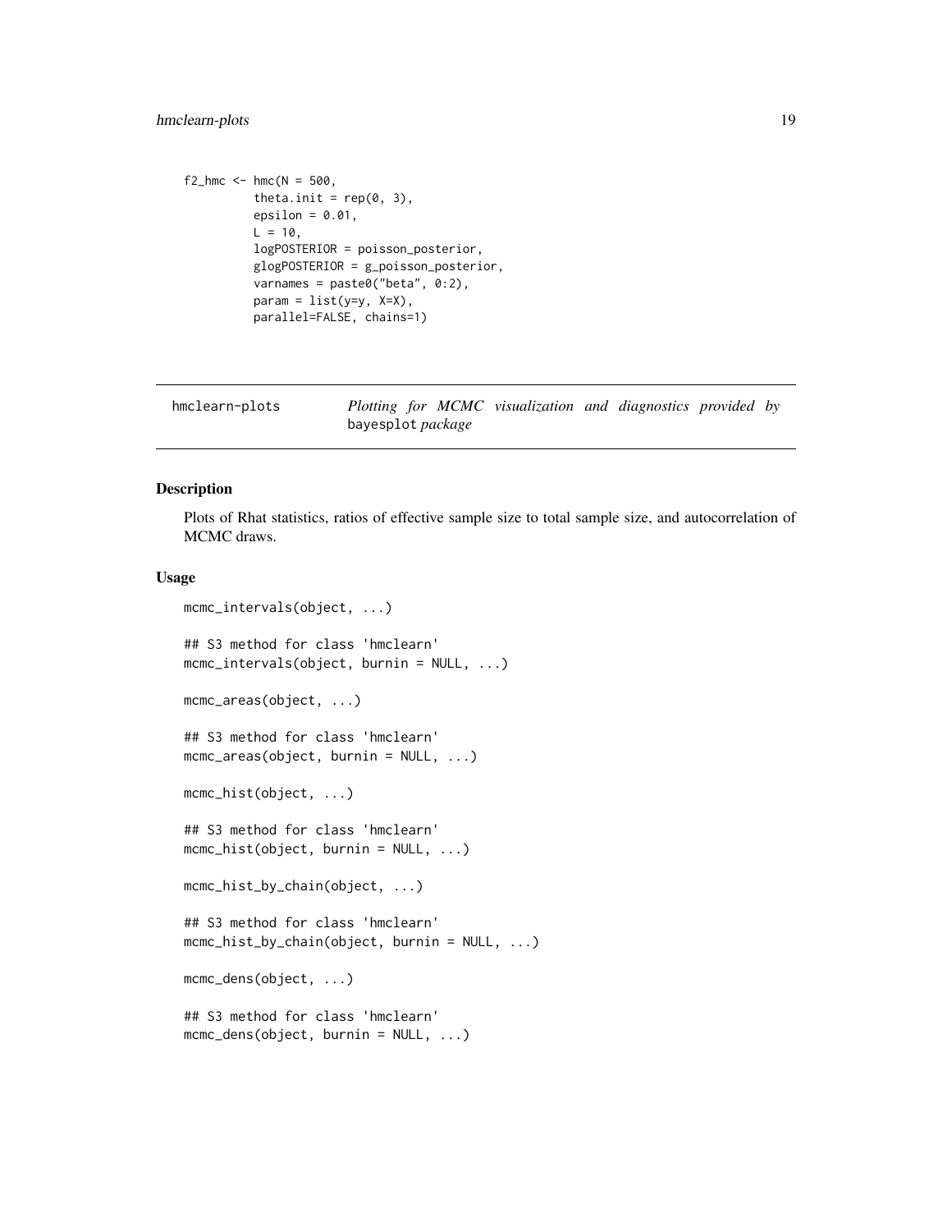```
f2_hmc <- hmc(N = 500,
          theta.init = rep(0, 3),
          epsilon = 0.01,
          L = 10,
          logPOSTERIOR = poisson_posterior,
          glogPOSTERIOR = g_poisson_posterior,
          varnames = paste0("beta", 0:2),
          param = list(y=y, X=X),
          parallel=FALSE, chains=1)
```

## hmclearn-plots — *Plotting for MCMC visualization and diagnostics provided by* `bayesplot` *package*

### Description

Plots of Rhat statistics, ratios of effective sample size to total sample size, and autocorrelation of MCMC draws.

### Usage

```
mcmc_intervals(object, ...)

## S3 method for class 'hmclearn'
mcmc_intervals(object, burnin = NULL, ...)

mcmc_areas(object, ...)

## S3 method for class 'hmclearn'
mcmc_areas(object, burnin = NULL, ...)

mcmc_hist(object, ...)

## S3 method for class 'hmclearn'
mcmc_hist(object, burnin = NULL, ...)

mcmc_hist_by_chain(object, ...)

## S3 method for class 'hmclearn'
mcmc_hist_by_chain(object, burnin = NULL, ...)

mcmc_dens(object, ...)

## S3 method for class 'hmclearn'
mcmc_dens(object, burnin = NULL, ...)
```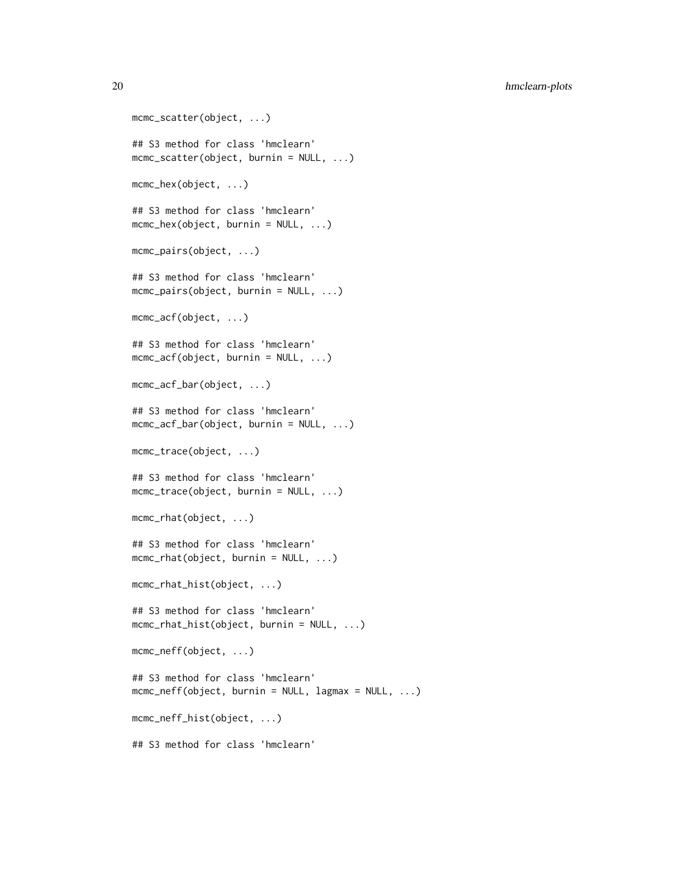```
mcmc_scatter(object, ...)

## S3 method for class 'hmclearn'
mcmc_scatter(object, burnin = NULL, ...)

mcmc_hex(object, ...)

## S3 method for class 'hmclearn'
mcmc_hex(object, burnin = NULL, ...)

mcmc_pairs(object, ...)

## S3 method for class 'hmclearn'
mcmc_pairs(object, burnin = NULL, ...)

mcmc_acf(object, ...)

## S3 method for class 'hmclearn'
mcmc_acf(object, burnin = NULL, ...)

mcmc_acf_bar(object, ...)

## S3 method for class 'hmclearn'
mcmc_acf_bar(object, burnin = NULL, ...)

mcmc_trace(object, ...)

## S3 method for class 'hmclearn'
mcmc_trace(object, burnin = NULL, ...)

mcmc_rhat(object, ...)

## S3 method for class 'hmclearn'
mcmc_rhat(object, burnin = NULL, ...)

mcmc_rhat_hist(object, ...)

## S3 method for class 'hmclearn'
mcmc_rhat_hist(object, burnin = NULL, ...)

mcmc_neff(object, ...)

## S3 method for class 'hmclearn'
mcmc_neff(object, burnin = NULL, lagmax = NULL, ...)

mcmc_neff_hist(object, ...)

## S3 method for class 'hmclearn'
```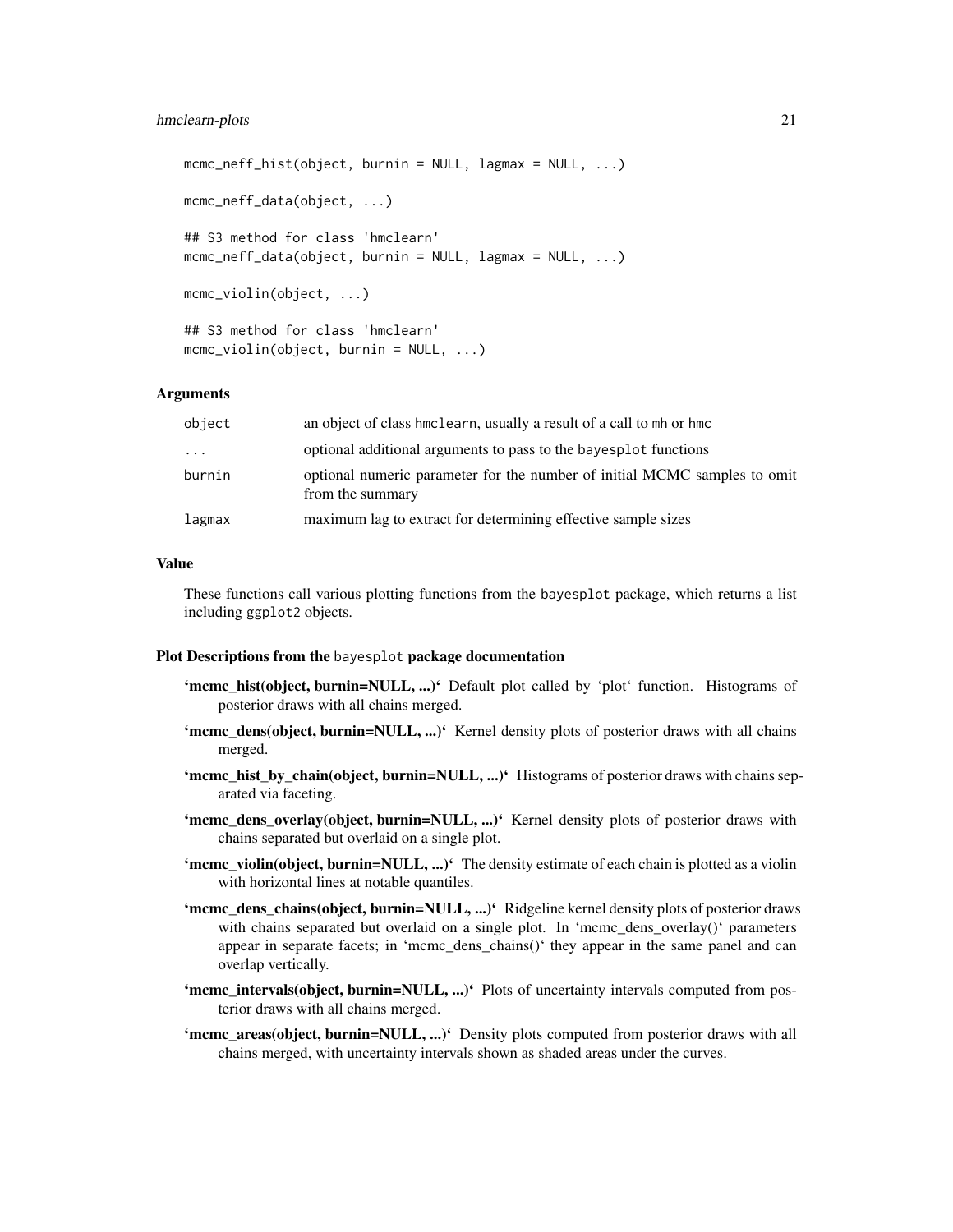```
mcmc_neff_hist(object, burnin = NULL, lagmax = NULL, ...)

mcmc_neff_data(object, ...)

## S3 method for class 'hmclearn'
mcmc_neff_data(object, burnin = NULL, lagmax = NULL, ...)

mcmc_violin(object, ...)

## S3 method for class 'hmclearn'
mcmc_violin(object, burnin = NULL, ...)
```

### Arguments

| | |
|---|---|
| `object` | an object of class `hmclearn`, usually a result of a call to `mh` or `hmc` |
| `...` | optional additional arguments to pass to the `bayesplot` functions |
| `burnin` | optional numeric parameter for the number of initial MCMC samples to omit from the summary |
| `lagmax` | maximum lag to extract for determining effective sample sizes |

### Value

These functions call various plotting functions from the `bayesplot` package, which returns a list including `ggplot2` objects.

### Plot Descriptions from the `bayesplot` package documentation

- **'mcmc_hist(object, burnin=NULL, ...)'** Default plot called by 'plot' function. Histograms of posterior draws with all chains merged.
- **'mcmc_dens(object, burnin=NULL, ...)'** Kernel density plots of posterior draws with all chains merged.
- **'mcmc_hist_by_chain(object, burnin=NULL, ...)'** Histograms of posterior draws with chains separated via faceting.
- **'mcmc_dens_overlay(object, burnin=NULL, ...)'** Kernel density plots of posterior draws with chains separated but overlaid on a single plot.
- **'mcmc_violin(object, burnin=NULL, ...)'** The density estimate of each chain is plotted as a violin with horizontal lines at notable quantiles.
- **'mcmc_dens_chains(object, burnin=NULL, ...)'** Ridgeline kernel density plots of posterior draws with chains separated but overlaid on a single plot. In 'mcmc_dens_overlay()' parameters appear in separate facets; in 'mcmc_dens_chains()' they appear in the same panel and can overlap vertically.
- **'mcmc_intervals(object, burnin=NULL, ...)'** Plots of uncertainty intervals computed from posterior draws with all chains merged.
- **'mcmc_areas(object, burnin=NULL, ...)'** Density plots computed from posterior draws with all chains merged, with uncertainty intervals shown as shaded areas under the curves.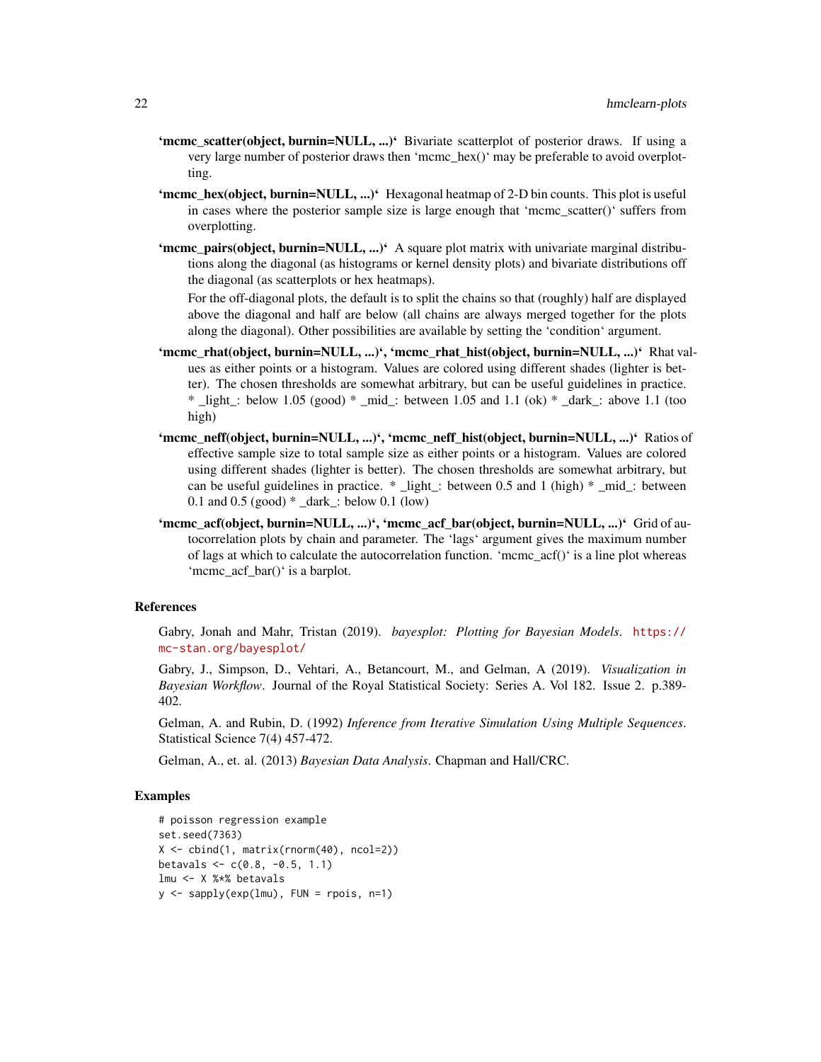**'mcmc_scatter(object, burnin=NULL, ...)'** Bivariate scatterplot of posterior draws. If using a very large number of posterior draws then 'mcmc_hex()' may be preferable to avoid overplotting.

**'mcmc_hex(object, burnin=NULL, ...)'** Hexagonal heatmap of 2-D bin counts. This plot is useful in cases where the posterior sample size is large enough that 'mcmc_scatter()' suffers from overplotting.

**'mcmc_pairs(object, burnin=NULL, ...)'** A square plot matrix with univariate marginal distributions along the diagonal (as histograms or kernel density plots) and bivariate distributions off the diagonal (as scatterplots or hex heatmaps).

For the off-diagonal plots, the default is to split the chains so that (roughly) half are displayed above the diagonal and half are below (all chains are always merged together for the plots along the diagonal). Other possibilities are available by setting the 'condition' argument.

**'mcmc_rhat(object, burnin=NULL, ...)', 'mcmc_rhat_hist(object, burnin=NULL, ...)'** Rhat values as either points or a histogram. Values are colored using different shades (lighter is better). The chosen thresholds are somewhat arbitrary, but can be useful guidelines in practice. * _light_: below 1.05 (good) * _mid_: between 1.05 and 1.1 (ok) * _dark_: above 1.1 (too high)

**'mcmc_neff(object, burnin=NULL, ...)', 'mcmc_neff_hist(object, burnin=NULL, ...)'** Ratios of effective sample size to total sample size as either points or a histogram. Values are colored using different shades (lighter is better). The chosen thresholds are somewhat arbitrary, but can be useful guidelines in practice. * _light_: between 0.5 and 1 (high) * _mid_: between 0.1 and 0.5 (good) * _dark_: below 0.1 (low)

**'mcmc_acf(object, burnin=NULL, ...)', 'mcmc_acf_bar(object, burnin=NULL, ...)'** Grid of autocorrelation plots by chain and parameter. The 'lags' argument gives the maximum number of lags at which to calculate the autocorrelation function. 'mcmc_acf()' is a line plot whereas 'mcmc_acf_bar()' is a barplot.

## References

Gabry, Jonah and Mahr, Tristan (2019). *bayesplot: Plotting for Bayesian Models*. https://mc-stan.org/bayesplot/

Gabry, J., Simpson, D., Vehtari, A., Betancourt, M., and Gelman, A (2019). *Visualization in Bayesian Workflow*. Journal of the Royal Statistical Society: Series A. Vol 182. Issue 2. p.389-402.

Gelman, A. and Rubin, D. (1992) *Inference from Iterative Simulation Using Multiple Sequences*. Statistical Science 7(4) 457-472.

Gelman, A., et. al. (2013) *Bayesian Data Analysis*. Chapman and Hall/CRC.

## Examples

```
# poisson regression example
set.seed(7363)
X <- cbind(1, matrix(rnorm(40), ncol=2))
betavals <- c(0.8, -0.5, 1.1)
lmu <- X %*% betavals
y <- sapply(exp(lmu), FUN = rpois, n=1)
```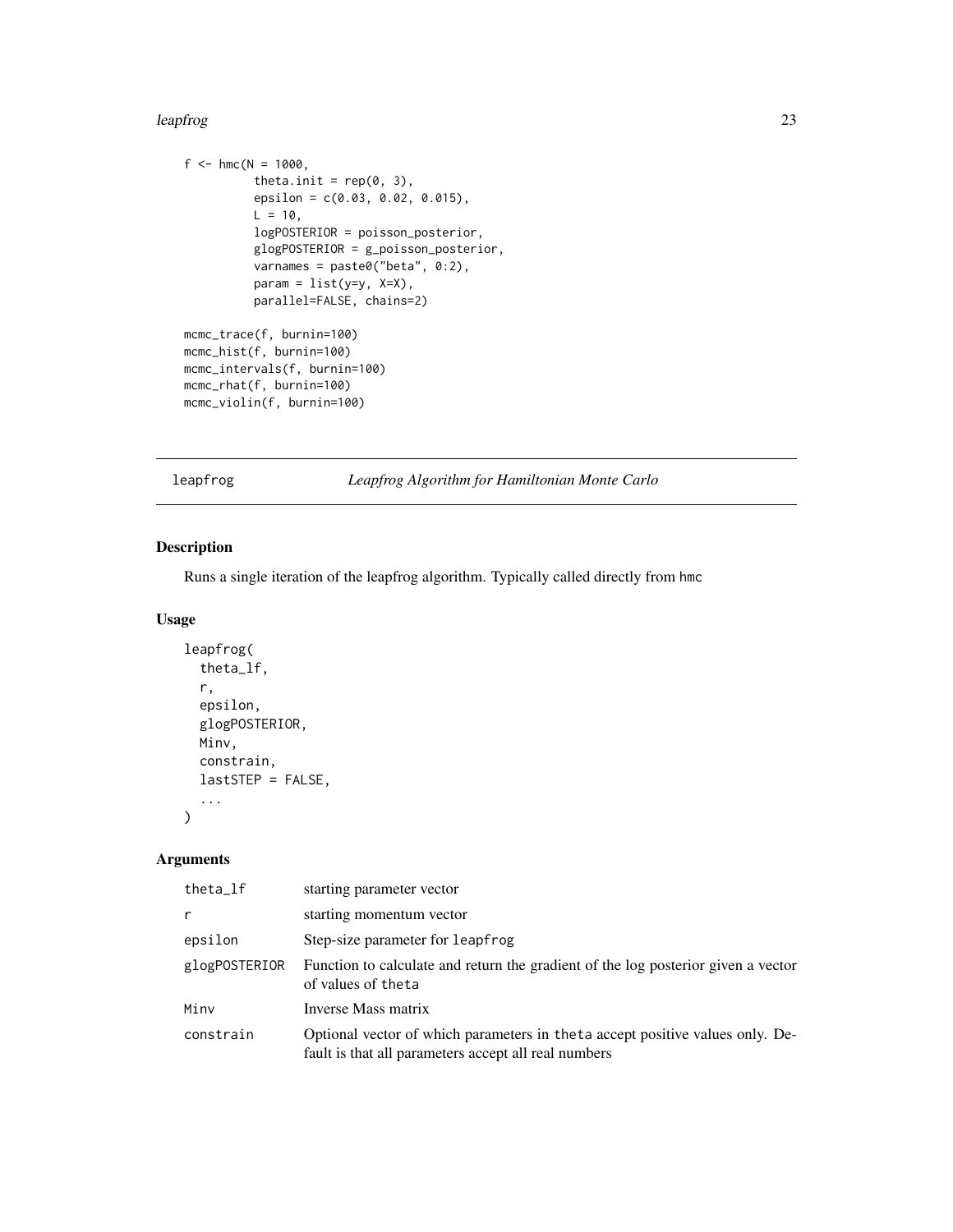```
f <- hmc(N = 1000,
         theta.init = rep(0, 3),
         epsilon = c(0.03, 0.02, 0.015),
         L = 10,
         logPOSTERIOR = poisson_posterior,
         glogPOSTERIOR = g_poisson_posterior,
         varnames = paste0("beta", 0:2),
         param = list(y=y, X=X),
         parallel=FALSE, chains=2)

mcmc_trace(f, burnin=100)
mcmc_hist(f, burnin=100)
mcmc_intervals(f, burnin=100)
mcmc_rhat(f, burnin=100)
mcmc_violin(f, burnin=100)
```

## leapfrog — *Leapfrog Algorithm for Hamiltonian Monte Carlo*

### Description

Runs a single iteration of the leapfrog algorithm. Typically called directly from hmc

### Usage

```
leapfrog(
  theta_lf,
  r,
  epsilon,
  glogPOSTERIOR,
  Minv,
  constrain,
  lastSTEP = FALSE,
  ...
)
```

### Arguments

| | |
|---|---|
| theta_lf | starting parameter vector |
| r | starting momentum vector |
| epsilon | Step-size parameter for leapfrog |
| glogPOSTERIOR | Function to calculate and return the gradient of the log posterior given a vector of values of theta |
| Minv | Inverse Mass matrix |
| constrain | Optional vector of which parameters in theta accept positive values only. Default is that all parameters accept all real numbers |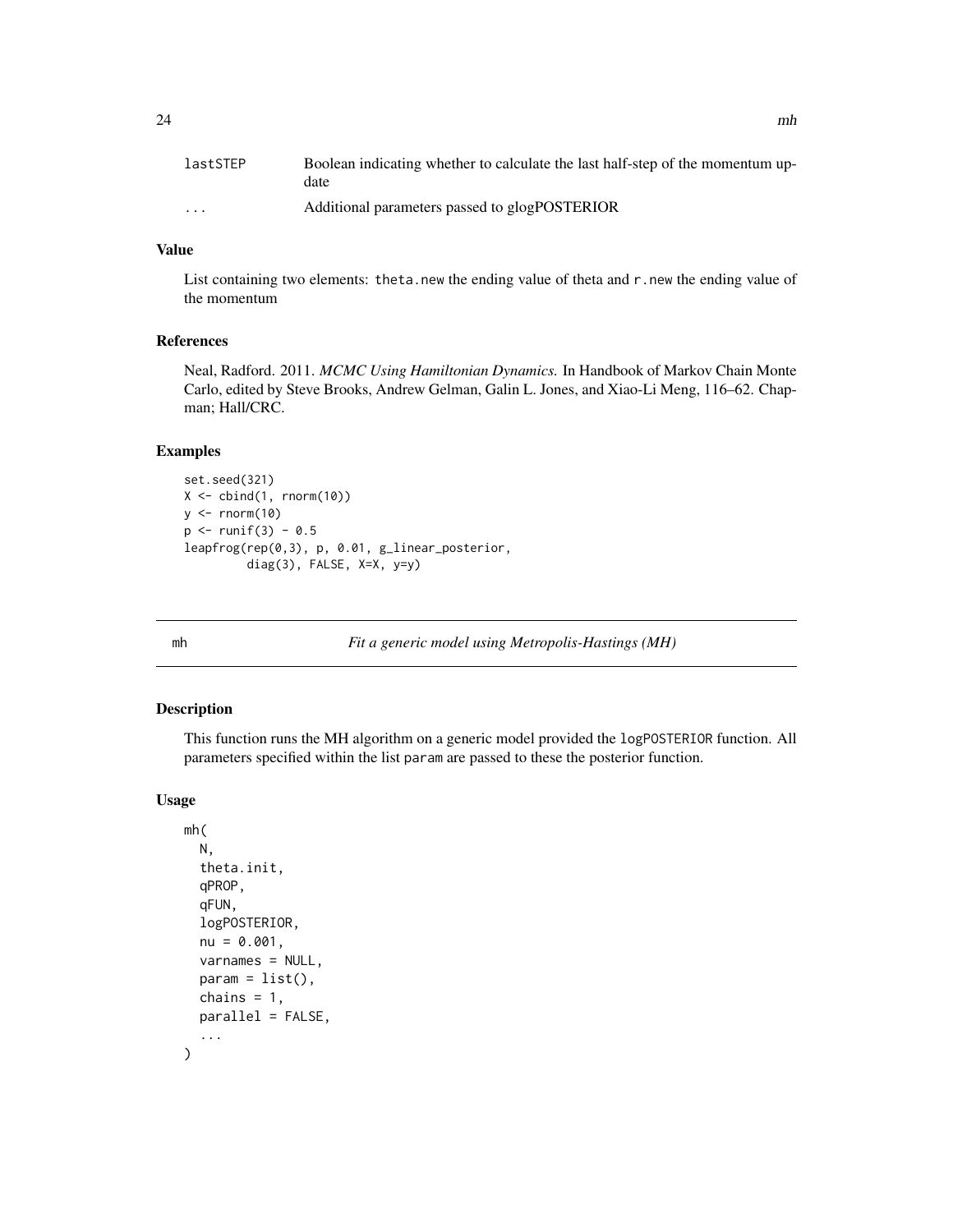| | |
|---|---|
| lastSTEP | Boolean indicating whether to calculate the last half-step of the momentum update |
| ... | Additional parameters passed to glogPOSTERIOR |

### Value

List containing two elements: `theta.new` the ending value of theta and `r.new` the ending value of the momentum

### References

Neal, Radford. 2011. *MCMC Using Hamiltonian Dynamics.* In Handbook of Markov Chain Monte Carlo, edited by Steve Brooks, Andrew Gelman, Galin L. Jones, and Xiao-Li Meng, 116–62. Chapman; Hall/CRC.

### Examples

```
set.seed(321)
X <- cbind(1, rnorm(10))
y <- rnorm(10)
p <- runif(3) - 0.5
leapfrog(rep(0,3), p, 0.01, g_linear_posterior,
         diag(3), FALSE, X=X, y=y)
```

---

## mh — *Fit a generic model using Metropolis-Hastings (MH)*

### Description

This function runs the MH algorithm on a generic model provided the `logPOSTERIOR` function. All parameters specified within the list `param` are passed to these the posterior function.

### Usage

```
mh(
  N,
  theta.init,
  qPROP,
  qFUN,
  logPOSTERIOR,
  nu = 0.001,
  varnames = NULL,
  param = list(),
  chains = 1,
  parallel = FALSE,
  ...
)
```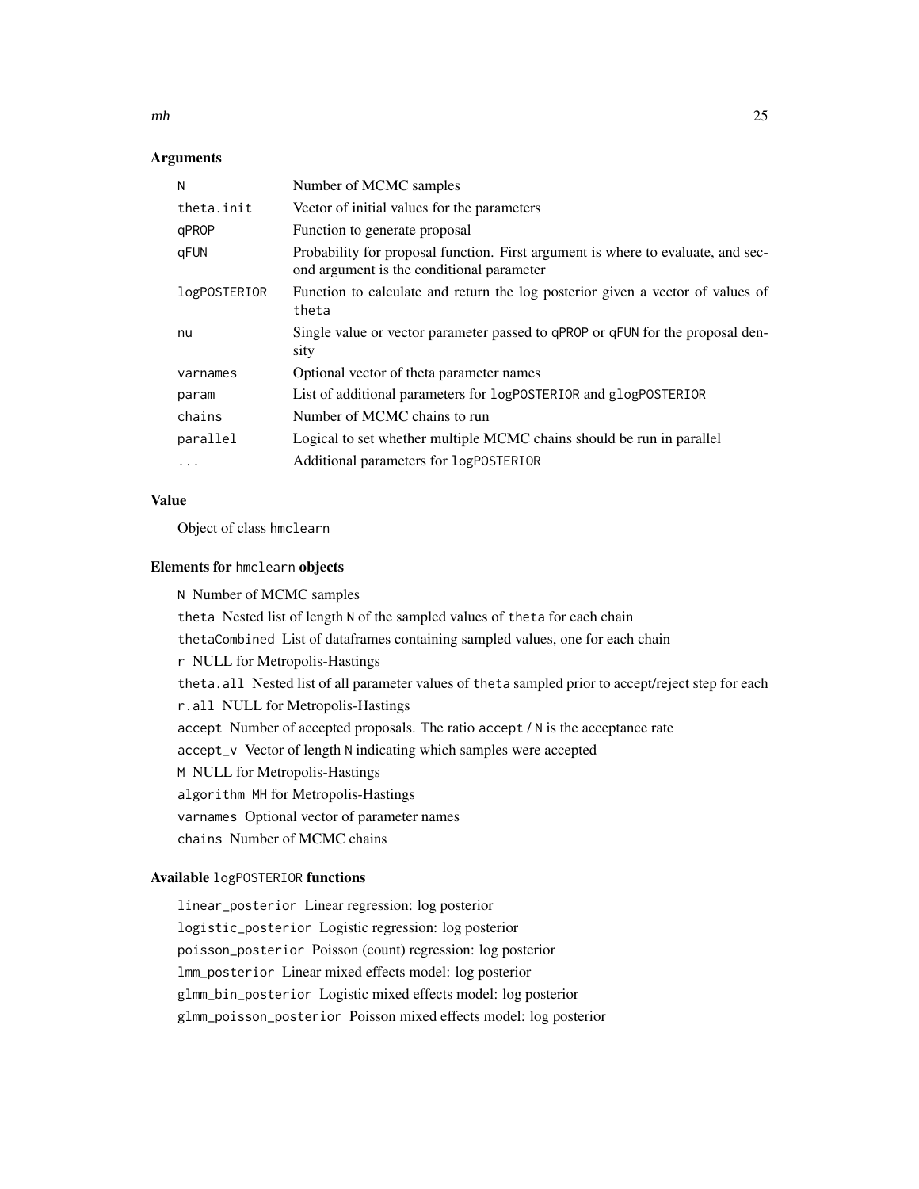### Arguments

| | |
|---|---|
| N | Number of MCMC samples |
| theta.init | Vector of initial values for the parameters |
| qPROP | Function to generate proposal |
| qFUN | Probability for proposal function. First argument is where to evaluate, and second argument is the conditional parameter |
| logPOSTERIOR | Function to calculate and return the log posterior given a vector of values of theta |
| nu | Single value or vector parameter passed to qPROP or qFUN for the proposal density |
| varnames | Optional vector of theta parameter names |
| param | List of additional parameters for logPOSTERIOR and glogPOSTERIOR |
| chains | Number of MCMC chains to run |
| parallel | Logical to set whether multiple MCMC chains should be run in parallel |
| ... | Additional parameters for logPOSTERIOR |

### Value

Object of class hmclearn

### Elements for hmclearn objects

N Number of MCMC samples

theta Nested list of length N of the sampled values of theta for each chain

thetaCombined List of dataframes containing sampled values, one for each chain

r NULL for Metropolis-Hastings

theta.all Nested list of all parameter values of theta sampled prior to accept/reject step for each

r.all NULL for Metropolis-Hastings

accept Number of accepted proposals. The ratio accept / N is the acceptance rate

accept_v Vector of length N indicating which samples were accepted

M NULL for Metropolis-Hastings

algorithm MH for Metropolis-Hastings

varnames Optional vector of parameter names

chains Number of MCMC chains

### Available logPOSTERIOR functions

linear_posterior Linear regression: log posterior

logistic_posterior Logistic regression: log posterior

poisson_posterior Poisson (count) regression: log posterior

lmm_posterior Linear mixed effects model: log posterior

glmm_bin_posterior Logistic mixed effects model: log posterior

glmm_poisson_posterior Poisson mixed effects model: log posterior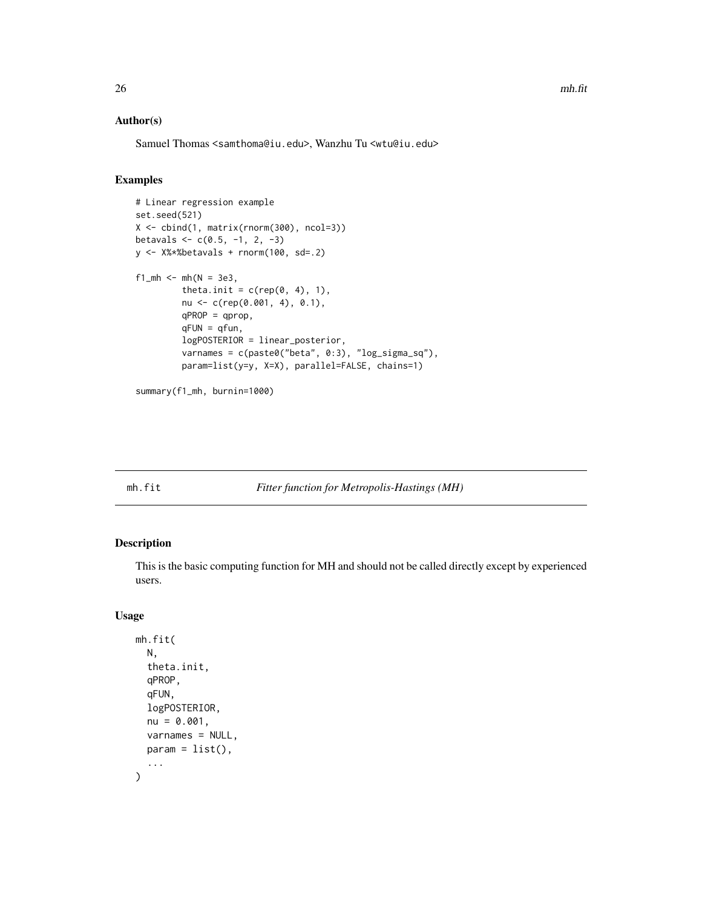## Author(s)

Samuel Thomas <samthoma@iu.edu>, Wanzhu Tu <wtu@iu.edu>

## Examples

```
# Linear regression example
set.seed(521)
X <- cbind(1, matrix(rnorm(300), ncol=3))
betavals <- c(0.5, -1, 2, -3)
y <- X%*%betavals + rnorm(100, sd=.2)

f1_mh <- mh(N = 3e3,
         theta.init = c(rep(0, 4), 1),
         nu <- c(rep(0.001, 4), 0.1),
         qPROP = qprop,
         qFUN = qfun,
         logPOSTERIOR = linear_posterior,
         varnames = c(paste0("beta", 0:3), "log_sigma_sq"),
         param=list(y=y, X=X), parallel=FALSE, chains=1)

summary(f1_mh, burnin=1000)
```

---

# mh.fit — *Fitter function for Metropolis-Hastings (MH)*

## Description

This is the basic computing function for MH and should not be called directly except by experienced users.

## Usage

```
mh.fit(
  N,
  theta.init,
  qPROP,
  qFUN,
  logPOSTERIOR,
  nu = 0.001,
  varnames = NULL,
  param = list(),
  ...
)
```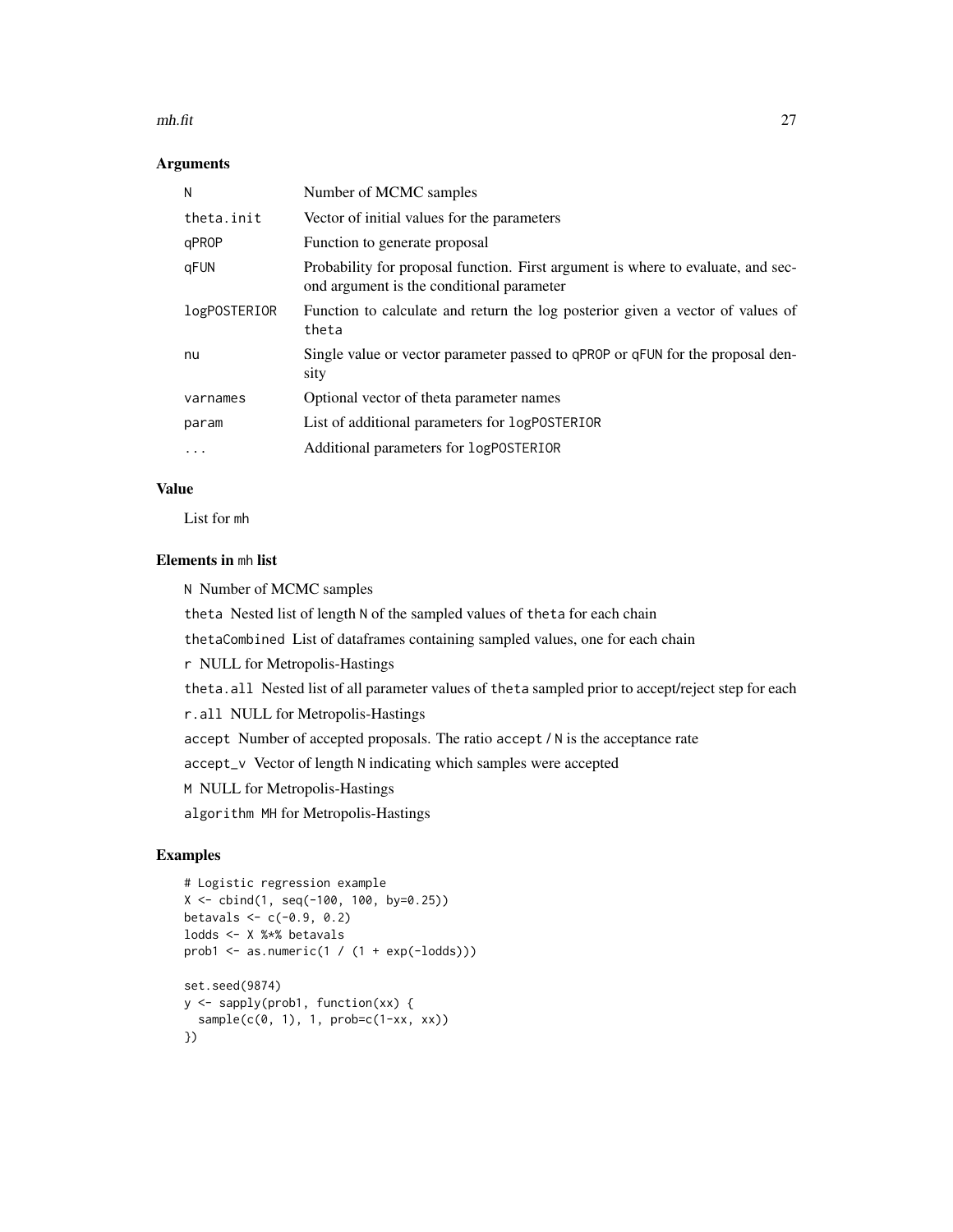### Arguments

| | |
|---|---|
| N | Number of MCMC samples |
| theta.init | Vector of initial values for the parameters |
| qPROP | Function to generate proposal |
| qFUN | Probability for proposal function. First argument is where to evaluate, and second argument is the conditional parameter |
| logPOSTERIOR | Function to calculate and return the log posterior given a vector of values of theta |
| nu | Single value or vector parameter passed to qPROP or qFUN for the proposal density |
| varnames | Optional vector of theta parameter names |
| param | List of additional parameters for logPOSTERIOR |
| ... | Additional parameters for logPOSTERIOR |

### Value

List for mh

### Elements in mh list

N Number of MCMC samples

theta Nested list of length N of the sampled values of theta for each chain

thetaCombined List of dataframes containing sampled values, one for each chain

r NULL for Metropolis-Hastings

theta.all Nested list of all parameter values of theta sampled prior to accept/reject step for each

r.all NULL for Metropolis-Hastings

accept Number of accepted proposals. The ratio accept / N is the acceptance rate

accept_v Vector of length N indicating which samples were accepted

M NULL for Metropolis-Hastings

algorithm MH for Metropolis-Hastings

### Examples

```
# Logistic regression example
X <- cbind(1, seq(-100, 100, by=0.25))
betavals <- c(-0.9, 0.2)
lodds <- X %*% betavals
prob1 <- as.numeric(1 / (1 + exp(-lodds)))

set.seed(9874)
y <- sapply(prob1, function(xx) {
  sample(c(0, 1), 1, prob=c(1-xx, xx))
})
```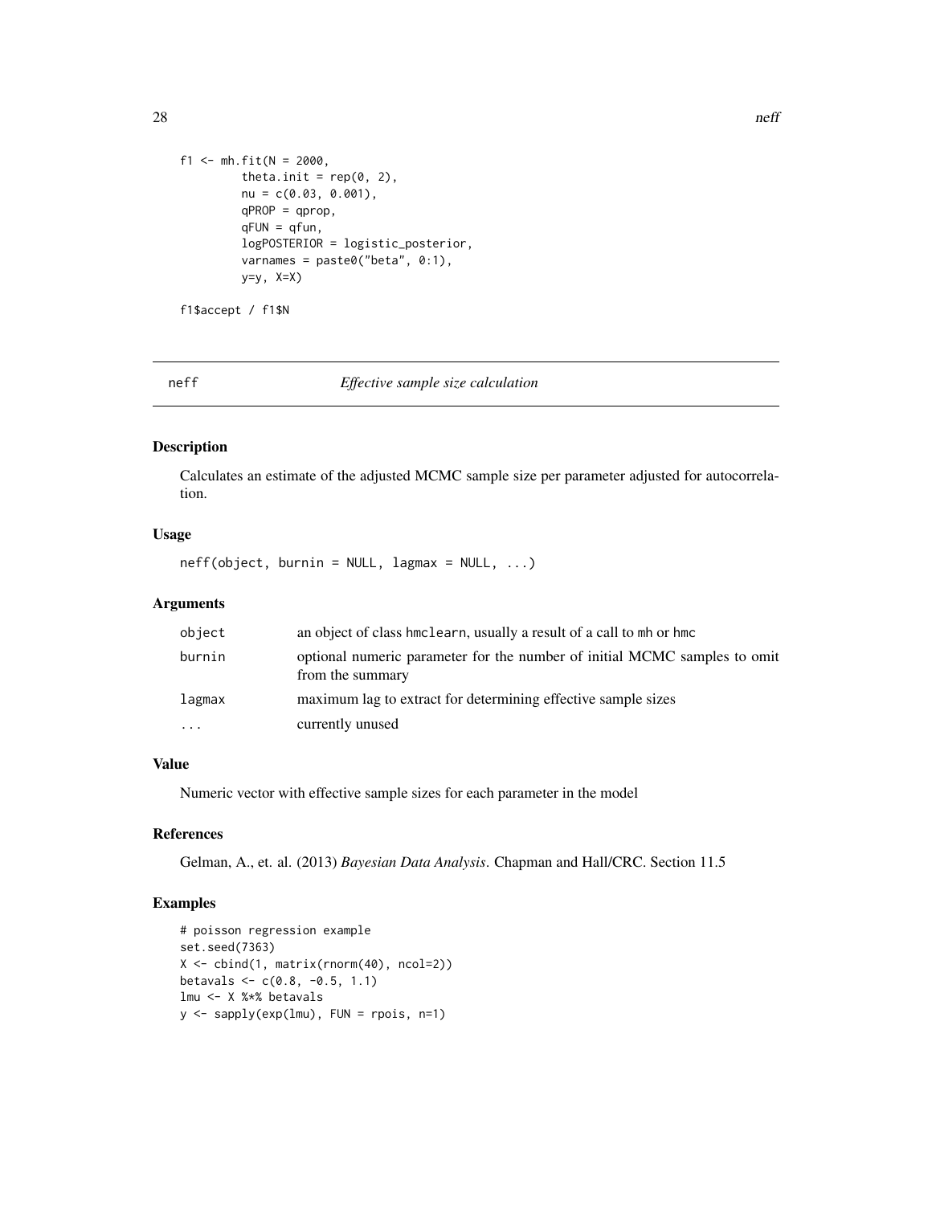```
f1 <- mh.fit(N = 2000,
         theta.init = rep(0, 2),
         nu = c(0.03, 0.001),
         qPROP = qprop,
         qFUN = qfun,
         logPOSTERIOR = logistic_posterior,
         varnames = paste0("beta", 0:1),
         y=y, X=X)

f1$accept / f1$N
```

## neff — *Effective sample size calculation*

### Description

Calculates an estimate of the adjusted MCMC sample size per parameter adjusted for autocorrelation.

### Usage

```
neff(object, burnin = NULL, lagmax = NULL, ...)
```

### Arguments

| | |
|---|---|
| object | an object of class hmclearn, usually a result of a call to mh or hmc |
| burnin | optional numeric parameter for the number of initial MCMC samples to omit from the summary |
| lagmax | maximum lag to extract for determining effective sample sizes |
| ... | currently unused |

### Value

Numeric vector with effective sample sizes for each parameter in the model

### References

Gelman, A., et. al. (2013) *Bayesian Data Analysis*. Chapman and Hall/CRC. Section 11.5

### Examples

```
# poisson regression example
set.seed(7363)
X <- cbind(1, matrix(rnorm(40), ncol=2))
betavals <- c(0.8, -0.5, 1.1)
lmu <- X %*% betavals
y <- sapply(exp(lmu), FUN = rpois, n=1)
```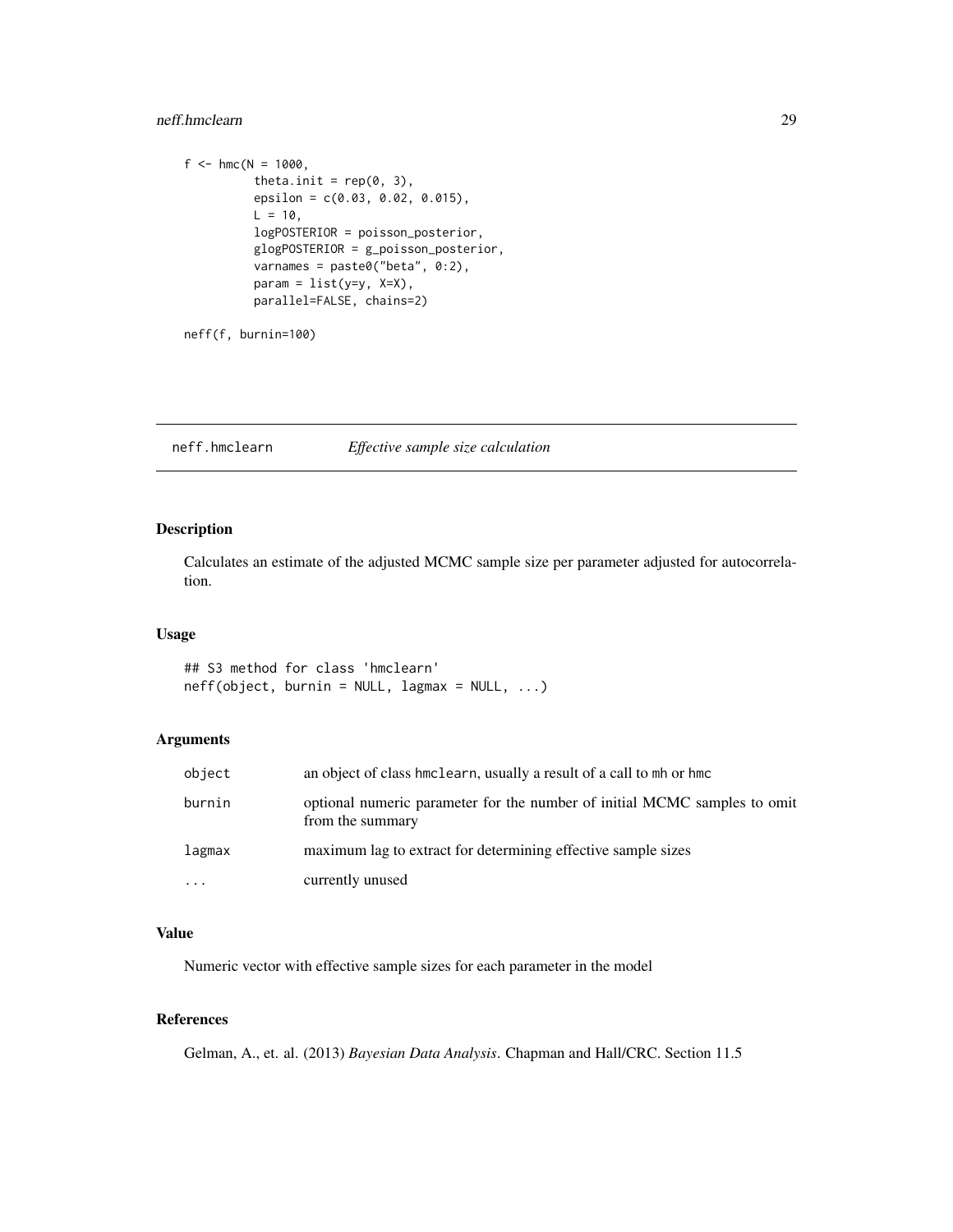```
f <- hmc(N = 1000,
          theta.init = rep(0, 3),
          epsilon = c(0.03, 0.02, 0.015),
          L = 10,
          logPOSTERIOR = poisson_posterior,
          glogPOSTERIOR = g_poisson_posterior,
          varnames = paste0("beta", 0:2),
          param = list(y=y, X=X),
          parallel=FALSE, chains=2)

neff(f, burnin=100)
```

---

## neff.hmclearn — *Effective sample size calculation*

---

### Description

Calculates an estimate of the adjusted MCMC sample size per parameter adjusted for autocorrelation.

### Usage

```
## S3 method for class 'hmclearn'
neff(object, burnin = NULL, lagmax = NULL, ...)
```

### Arguments

| | |
|---|---|
| `object` | an object of class `hmclearn`, usually a result of a call to `mh` or `hmc` |
| `burnin` | optional numeric parameter for the number of initial MCMC samples to omit from the summary |
| `lagmax` | maximum lag to extract for determining effective sample sizes |
| `...` | currently unused |

### Value

Numeric vector with effective sample sizes for each parameter in the model

### References

Gelman, A., et. al. (2013) *Bayesian Data Analysis*. Chapman and Hall/CRC. Section 11.5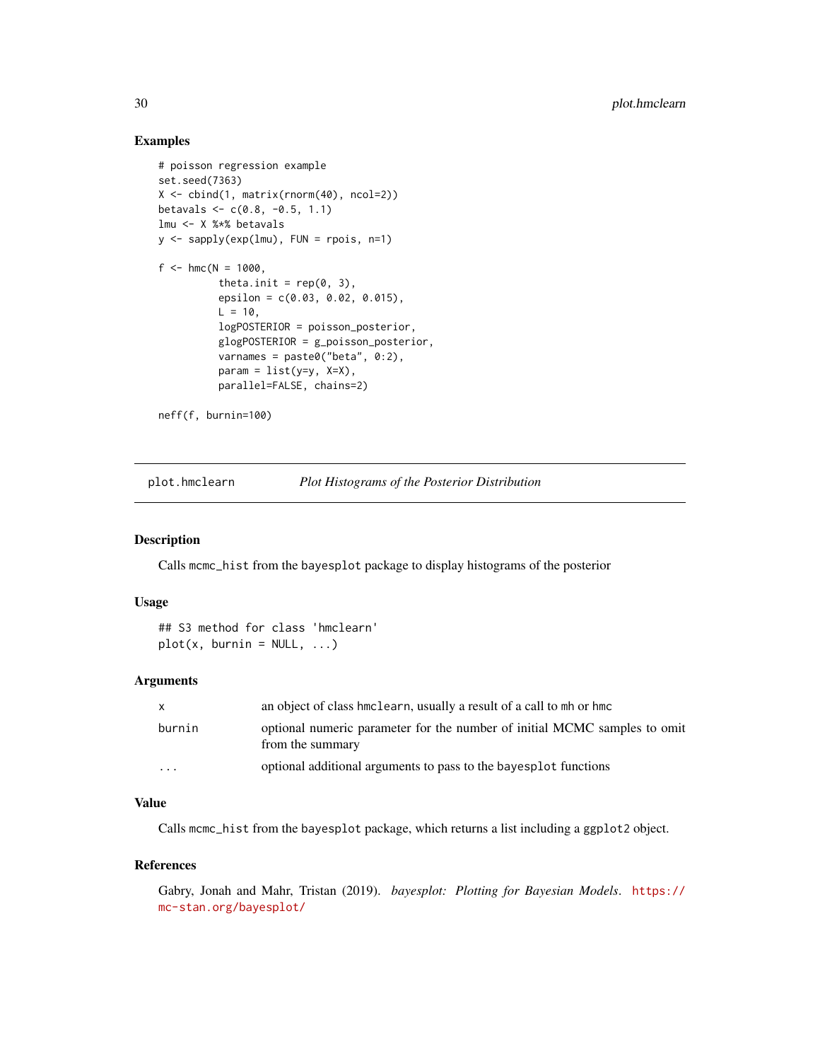## Examples

```
# poisson regression example
set.seed(7363)
X <- cbind(1, matrix(rnorm(40), ncol=2))
betavals <- c(0.8, -0.5, 1.1)
lmu <- X %*% betavals
y <- sapply(exp(lmu), FUN = rpois, n=1)

f <- hmc(N = 1000,
         theta.init = rep(0, 3),
         epsilon = c(0.03, 0.02, 0.015),
         L = 10,
         logPOSTERIOR = poisson_posterior,
         glogPOSTERIOR = g_poisson_posterior,
         varnames = paste0("beta", 0:2),
         param = list(y=y, X=X),
         parallel=FALSE, chains=2)

neff(f, burnin=100)
```

---

# plot.hmclearn *Plot Histograms of the Posterior Distribution*

---

## Description

Calls `mcmc_hist` from the `bayesplot` package to display histograms of the posterior

## Usage

```
## S3 method for class 'hmclearn'
plot(x, burnin = NULL, ...)
```

## Arguments

| | |
|---|---|
| `x` | an object of class `hmclearn`, usually a result of a call to `mh` or `hmc` |
| `burnin` | optional numeric parameter for the number of initial MCMC samples to omit from the summary |
| `...` | optional additional arguments to pass to the `bayesplot` functions |

## Value

Calls `mcmc_hist` from the `bayesplot` package, which returns a list including a `ggplot2` object.

## References

Gabry, Jonah and Mahr, Tristan (2019). *bayesplot: Plotting for Bayesian Models*. https://mc-stan.org/bayesplot/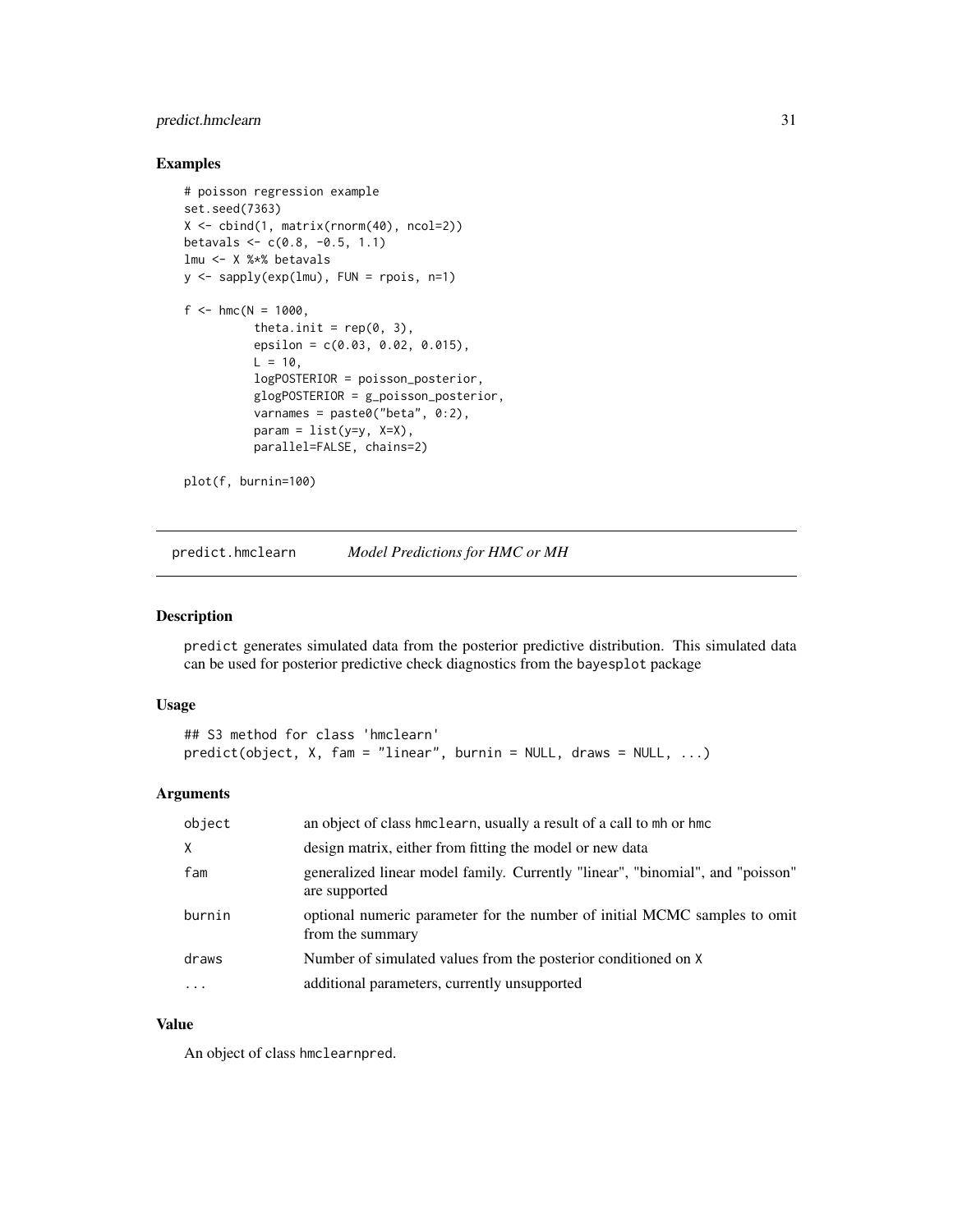## Examples

```
# poisson regression example
set.seed(7363)
X <- cbind(1, matrix(rnorm(40), ncol=2))
betavals <- c(0.8, -0.5, 1.1)
lmu <- X %*% betavals
y <- sapply(exp(lmu), FUN = rpois, n=1)

f <- hmc(N = 1000,
          theta.init = rep(0, 3),
          epsilon = c(0.03, 0.02, 0.015),
          L = 10,
          logPOSTERIOR = poisson_posterior,
          glogPOSTERIOR = g_poisson_posterior,
          varnames = paste0("beta", 0:2),
          param = list(y=y, X=X),
          parallel=FALSE, chains=2)

plot(f, burnin=100)
```

---

# predict.hmclearn *Model Predictions for HMC or MH*

## Description

predict generates simulated data from the posterior predictive distribution. This simulated data can be used for posterior predictive check diagnostics from the bayesplot package

## Usage

```
## S3 method for class 'hmclearn'
predict(object, X, fam = "linear", burnin = NULL, draws = NULL, ...)
```

## Arguments

| | |
|---|---|
| object | an object of class hmclearn, usually a result of a call to mh or hmc |
| X | design matrix, either from fitting the model or new data |
| fam | generalized linear model family. Currently "linear", "binomial", and "poisson" are supported |
| burnin | optional numeric parameter for the number of initial MCMC samples to omit from the summary |
| draws | Number of simulated values from the posterior conditioned on X |
| ... | additional parameters, currently unsupported |

## Value

An object of class hmclearnpred.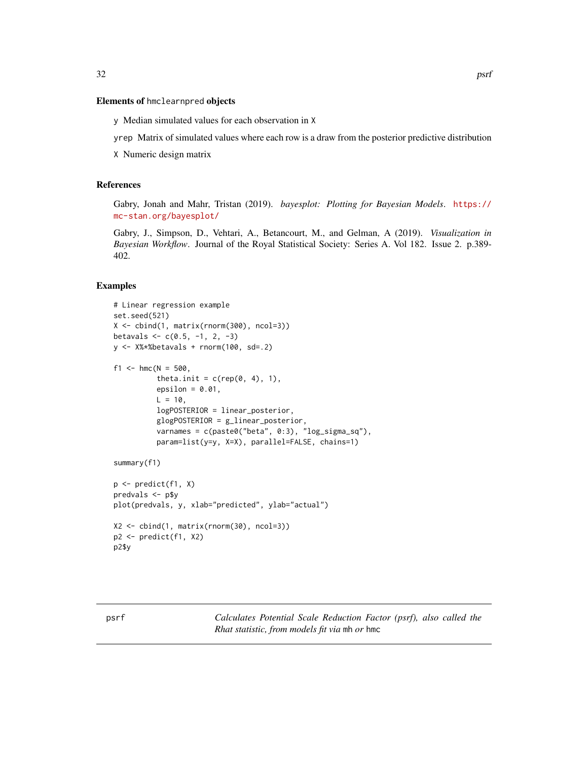### Elements of `hmclearnpred` objects

`y` Median simulated values for each observation in `X`

`yrep` Matrix of simulated values where each row is a draw from the posterior predictive distribution

`X` Numeric design matrix

### References

Gabry, Jonah and Mahr, Tristan (2019). *bayesplot: Plotting for Bayesian Models*. https://mc-stan.org/bayesplot/

Gabry, J., Simpson, D., Vehtari, A., Betancourt, M., and Gelman, A (2019). *Visualization in Bayesian Workflow*. Journal of the Royal Statistical Society: Series A. Vol 182. Issue 2. p.389-402.

### Examples

```
# Linear regression example
set.seed(521)
X <- cbind(1, matrix(rnorm(300), ncol=3))
betavals <- c(0.5, -1, 2, -3)
y <- X%*%betavals + rnorm(100, sd=.2)

f1 <- hmc(N = 500,
          theta.init = c(rep(0, 4), 1),
          epsilon = 0.01,
          L = 10,
          logPOSTERIOR = linear_posterior,
          glogPOSTERIOR = g_linear_posterior,
          varnames = c(paste0("beta", 0:3), "log_sigma_sq"),
          param=list(y=y, X=X), parallel=FALSE, chains=1)

summary(f1)

p <- predict(f1, X)
predvals <- p$y
plot(predvals, y, xlab="predicted", ylab="actual")

X2 <- cbind(1, matrix(rnorm(30), ncol=3))
p2 <- predict(f1, X2)
p2$y
```

---

## psrf — *Calculates Potential Scale Reduction Factor (psrf), also called the Rhat statistic, from models fit via `mh` or `hmc`*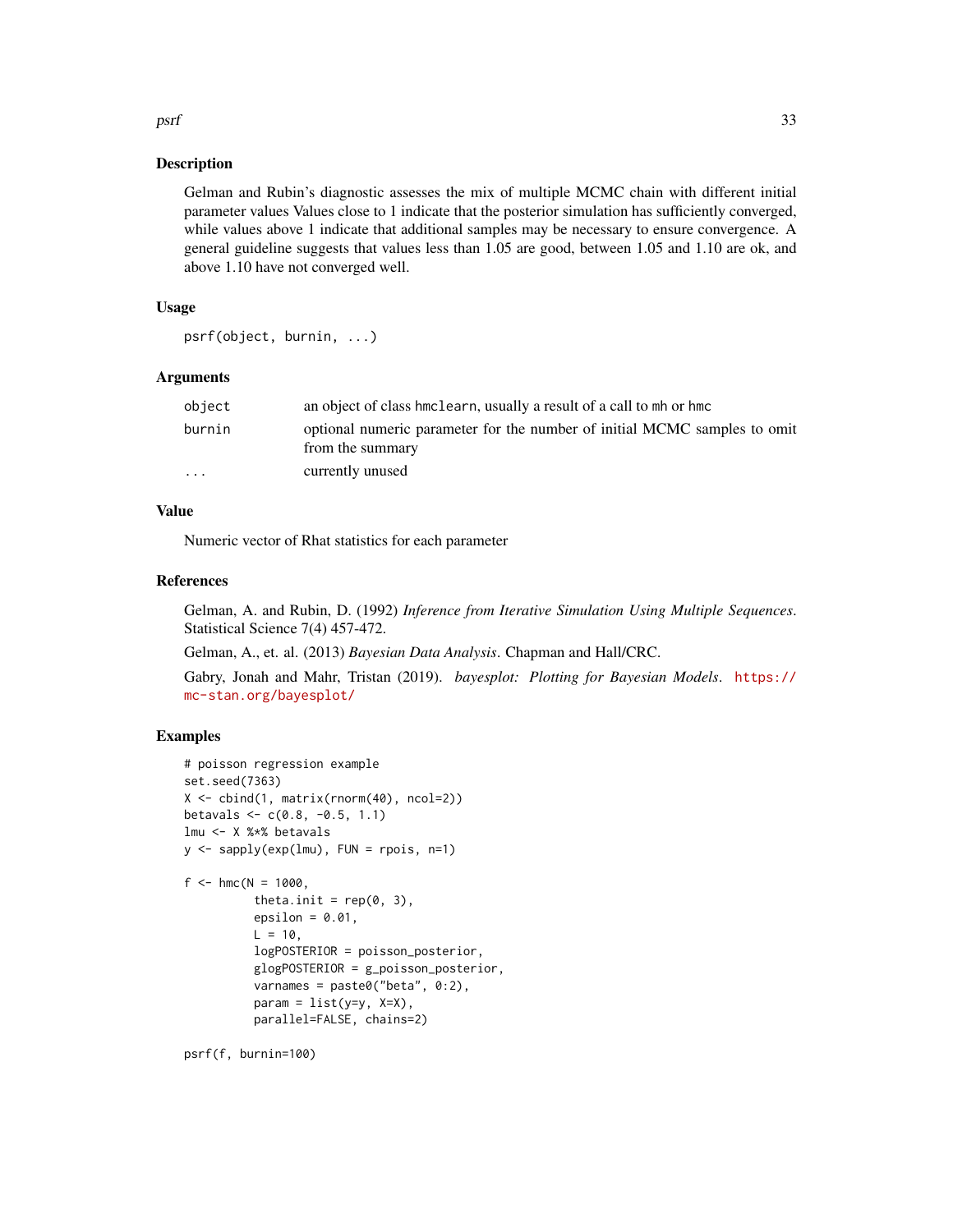## Description

Gelman and Rubin's diagnostic assesses the mix of multiple MCMC chain with different initial parameter values Values close to 1 indicate that the posterior simulation has sufficiently converged, while values above 1 indicate that additional samples may be necessary to ensure convergence. A general guideline suggests that values less than 1.05 are good, between 1.05 and 1.10 are ok, and above 1.10 have not converged well.

## Usage

```
psrf(object, burnin, ...)
```

## Arguments

| | |
|---|---|
| `object` | an object of class `hmclearn`, usually a result of a call to `mh` or `hmc` |
| `burnin` | optional numeric parameter for the number of initial MCMC samples to omit from the summary |
| `...` | currently unused |

## Value

Numeric vector of Rhat statistics for each parameter

## References

Gelman, A. and Rubin, D. (1992) *Inference from Iterative Simulation Using Multiple Sequences*. Statistical Science 7(4) 457-472.

Gelman, A., et. al. (2013) *Bayesian Data Analysis*. Chapman and Hall/CRC.

Gabry, Jonah and Mahr, Tristan (2019). *bayesplot: Plotting for Bayesian Models*. https://mc-stan.org/bayesplot/

## Examples

```
# poisson regression example
set.seed(7363)
X <- cbind(1, matrix(rnorm(40), ncol=2))
betavals <- c(0.8, -0.5, 1.1)
lmu <- X %*% betavals
y <- sapply(exp(lmu), FUN = rpois, n=1)

f <- hmc(N = 1000,
          theta.init = rep(0, 3),
          epsilon = 0.01,
          L = 10,
          logPOSTERIOR = poisson_posterior,
          glogPOSTERIOR = g_poisson_posterior,
          varnames = paste0("beta", 0:2),
          param = list(y=y, X=X),
          parallel=FALSE, chains=2)

psrf(f, burnin=100)
```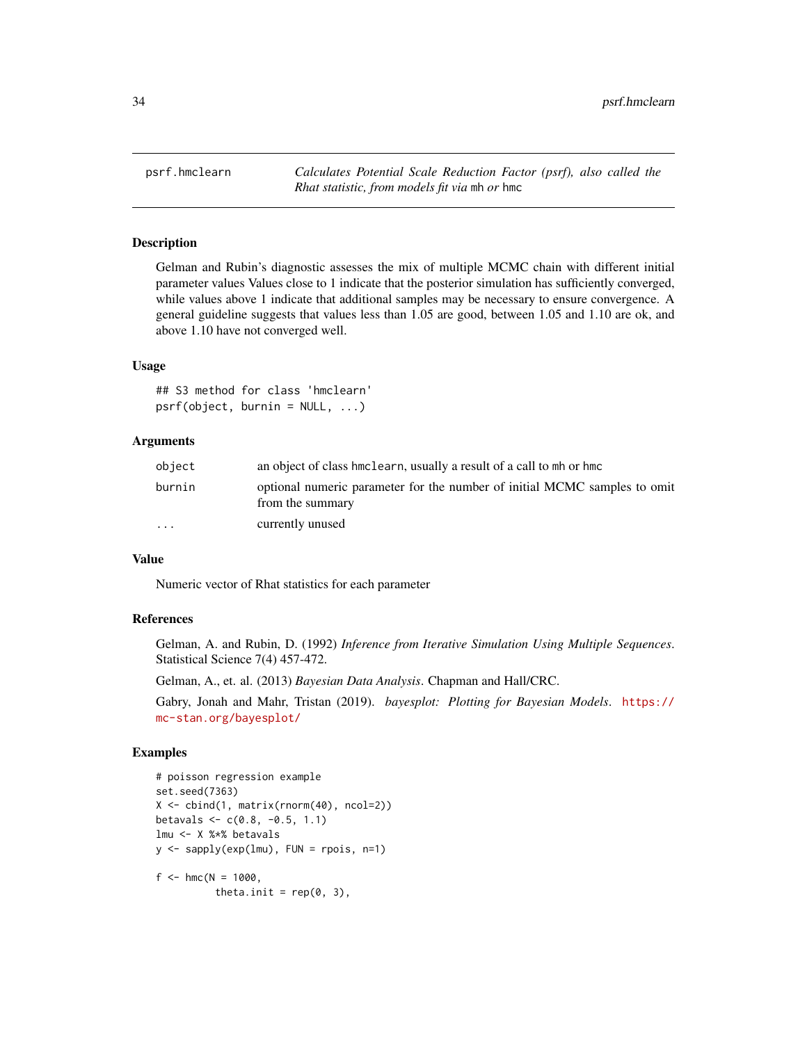## psrf.hmclearn

*Calculates Potential Scale Reduction Factor (psrf), also called the Rhat statistic, from models fit via* `mh` *or* `hmc`

### Description

Gelman and Rubin's diagnostic assesses the mix of multiple MCMC chain with different initial parameter values Values close to 1 indicate that the posterior simulation has sufficiently converged, while values above 1 indicate that additional samples may be necessary to ensure convergence. A general guideline suggests that values less than 1.05 are good, between 1.05 and 1.10 are ok, and above 1.10 have not converged well.

### Usage

```
## S3 method for class 'hmclearn'
psrf(object, burnin = NULL, ...)
```

### Arguments

| | |
|---|---|
| `object` | an object of class `hmclearn`, usually a result of a call to `mh` or `hmc` |
| `burnin` | optional numeric parameter for the number of initial MCMC samples to omit from the summary |
| `...` | currently unused |

### Value

Numeric vector of Rhat statistics for each parameter

### References

Gelman, A. and Rubin, D. (1992) *Inference from Iterative Simulation Using Multiple Sequences*. Statistical Science 7(4) 457-472.

Gelman, A., et. al. (2013) *Bayesian Data Analysis*. Chapman and Hall/CRC.

Gabry, Jonah and Mahr, Tristan (2019). *bayesplot: Plotting for Bayesian Models*. https://mc-stan.org/bayesplot/

### Examples

```
# poisson regression example
set.seed(7363)
X <- cbind(1, matrix(rnorm(40), ncol=2))
betavals <- c(0.8, -0.5, 1.1)
lmu <- X %*% betavals
y <- sapply(exp(lmu), FUN = rpois, n=1)

f <- hmc(N = 1000,
         theta.init = rep(0, 3),
```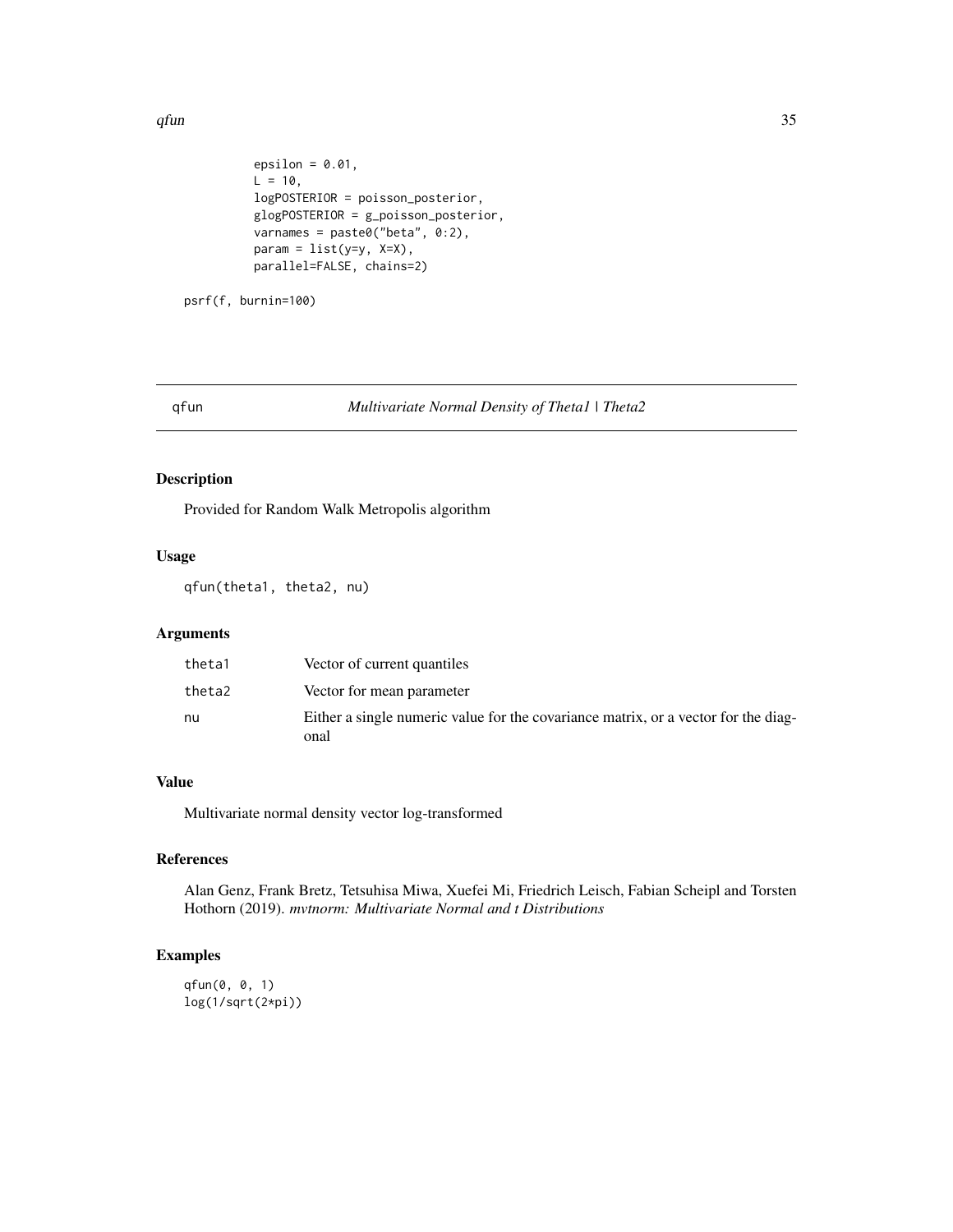```
          epsilon = 0.01,
          L = 10,
          logPOSTERIOR = poisson_posterior,
          glogPOSTERIOR = g_poisson_posterior,
          varnames = paste0("beta", 0:2),
          param = list(y=y, X=X),
          parallel=FALSE, chains=2)

psrf(f, burnin=100)
```

## qfun — *Multivariate Normal Density of Theta1 | Theta2*

### Description

Provided for Random Walk Metropolis algorithm

### Usage

```
qfun(theta1, theta2, nu)
```

### Arguments

| | |
|---|---|
| theta1 | Vector of current quantiles |
| theta2 | Vector for mean parameter |
| nu | Either a single numeric value for the covariance matrix, or a vector for the diagonal |

### Value

Multivariate normal density vector log-transformed

### References

Alan Genz, Frank Bretz, Tetsuhisa Miwa, Xuefei Mi, Friedrich Leisch, Fabian Scheipl and Torsten Hothorn (2019). *mvtnorm: Multivariate Normal and t Distributions*

### Examples

```
qfun(0, 0, 1)
log(1/sqrt(2*pi))
```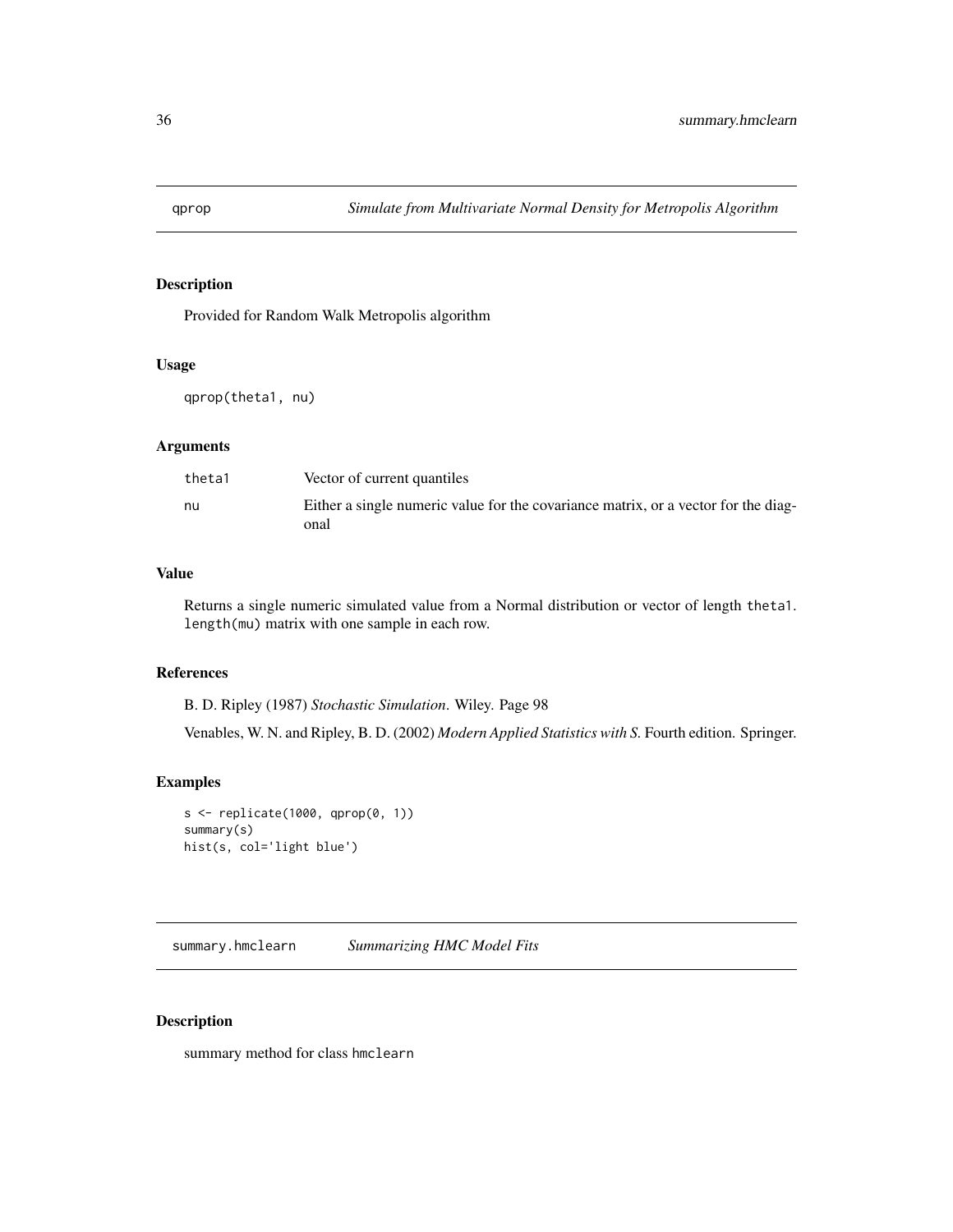## qprop — *Simulate from Multivariate Normal Density for Metropolis Algorithm*

### Description

Provided for Random Walk Metropolis algorithm

### Usage

```
qprop(theta1, nu)
```

### Arguments

| | |
|---|---|
| `theta1` | Vector of current quantiles |
| `nu` | Either a single numeric value for the covariance matrix, or a vector for the diagonal |

### Value

Returns a single numeric simulated value from a Normal distribution or vector of length `theta1`. `length(mu)` matrix with one sample in each row.

### References

B. D. Ripley (1987) *Stochastic Simulation*. Wiley. Page 98

Venables, W. N. and Ripley, B. D. (2002) *Modern Applied Statistics with S.* Fourth edition. Springer.

### Examples

```
s <- replicate(1000, qprop(0, 1))
summary(s)
hist(s, col='light blue')
```

## summary.hmclearn — *Summarizing HMC Model Fits*

### Description

summary method for class `hmclearn`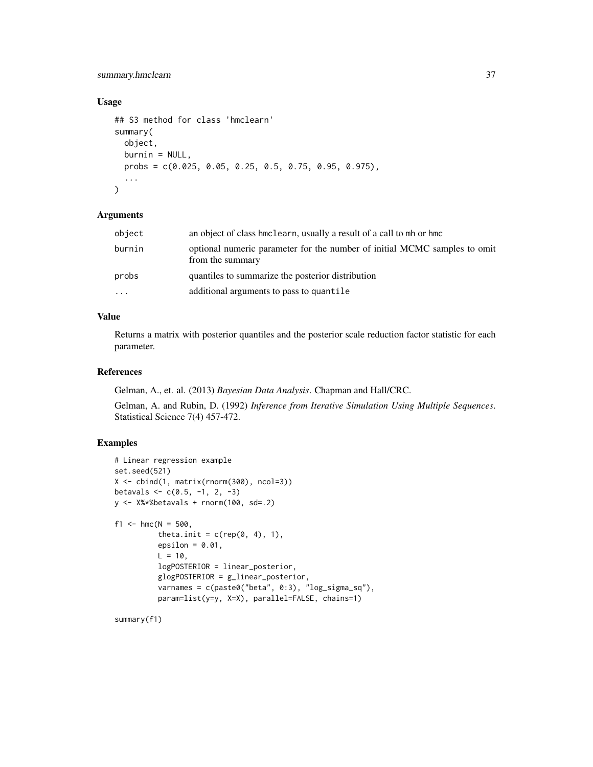### Usage

```
## S3 method for class 'hmclearn'
summary(
  object,
  burnin = NULL,
  probs = c(0.025, 0.05, 0.25, 0.5, 0.75, 0.95, 0.975),
  ...
)
```

### Arguments

| | |
|---|---|
| `object` | an object of class `hmclearn`, usually a result of a call to `mh` or `hmc` |
| `burnin` | optional numeric parameter for the number of initial MCMC samples to omit from the summary |
| `probs` | quantiles to summarize the posterior distribution |
| `...` | additional arguments to pass to `quantile` |

### Value

Returns a matrix with posterior quantiles and the posterior scale reduction factor statistic for each parameter.

### References

Gelman, A., et. al. (2013) *Bayesian Data Analysis*. Chapman and Hall/CRC.

Gelman, A. and Rubin, D. (1992) *Inference from Iterative Simulation Using Multiple Sequences*. Statistical Science 7(4) 457-472.

### Examples

```
# Linear regression example
set.seed(521)
X <- cbind(1, matrix(rnorm(300), ncol=3))
betavals <- c(0.5, -1, 2, -3)
y <- X%*%betavals + rnorm(100, sd=.2)

f1 <- hmc(N = 500,
          theta.init = c(rep(0, 4), 1),
          epsilon = 0.01,
          L = 10,
          logPOSTERIOR = linear_posterior,
          glogPOSTERIOR = g_linear_posterior,
          varnames = c(paste0("beta", 0:3), "log_sigma_sq"),
          param=list(y=y, X=X), parallel=FALSE, chains=1)

summary(f1)
```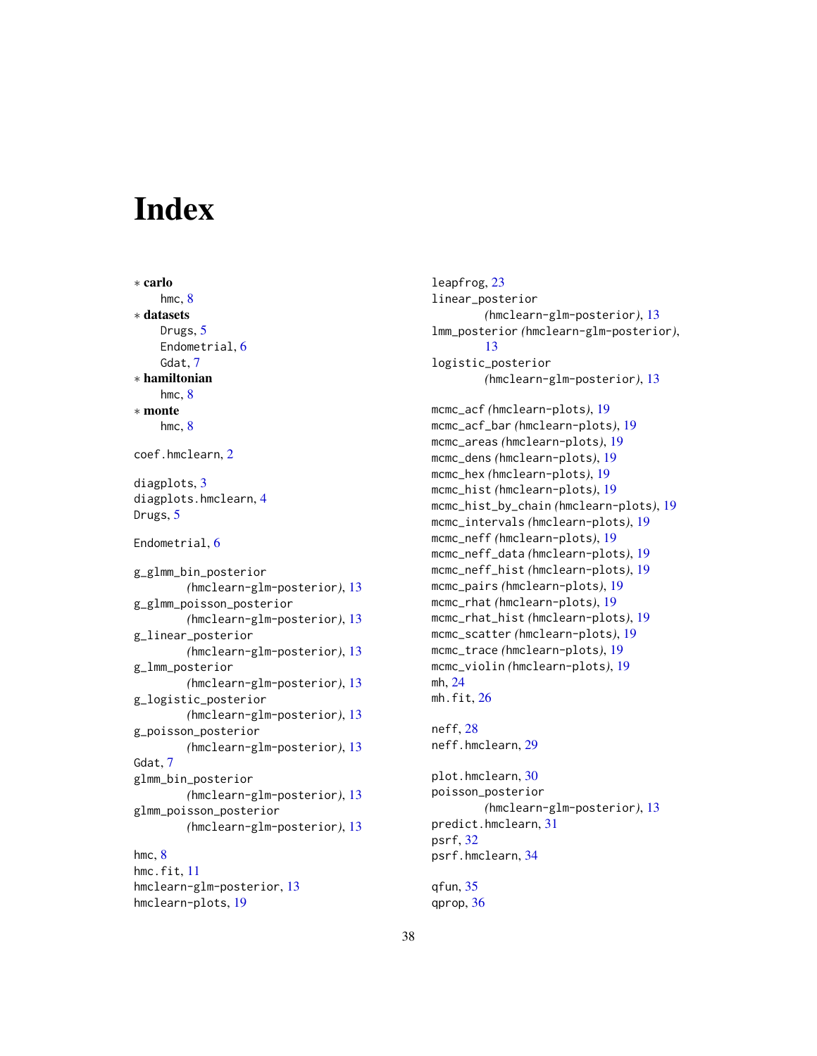# Index

∗ **carlo**
  hmc, 8
∗ **datasets**
  Drugs, 5
  Endometrial, 6
  Gdat, 7
∗ **hamiltonian**
  hmc, 8
∗ **monte**
  hmc, 8

coef.hmclearn, 2

diagplots, 3
diagplots.hmclearn, 4
Drugs, 5

Endometrial, 6

g_glmm_bin_posterior (hmclearn-glm-posterior), 13
g_glmm_poisson_posterior (hmclearn-glm-posterior), 13
g_linear_posterior (hmclearn-glm-posterior), 13
g_lmm_posterior (hmclearn-glm-posterior), 13
g_logistic_posterior (hmclearn-glm-posterior), 13
g_poisson_posterior (hmclearn-glm-posterior), 13
Gdat, 7
glmm_bin_posterior (hmclearn-glm-posterior), 13
glmm_poisson_posterior (hmclearn-glm-posterior), 13

hmc, 8
hmc.fit, 11
hmclearn-glm-posterior, 13
hmclearn-plots, 19

leapfrog, 23
linear_posterior (hmclearn-glm-posterior), 13
lmm_posterior (hmclearn-glm-posterior), 13
logistic_posterior (hmclearn-glm-posterior), 13

mcmc_acf (hmclearn-plots), 19
mcmc_acf_bar (hmclearn-plots), 19
mcmc_areas (hmclearn-plots), 19
mcmc_dens (hmclearn-plots), 19
mcmc_hex (hmclearn-plots), 19
mcmc_hist (hmclearn-plots), 19
mcmc_hist_by_chain (hmclearn-plots), 19
mcmc_intervals (hmclearn-plots), 19
mcmc_neff (hmclearn-plots), 19
mcmc_neff_data (hmclearn-plots), 19
mcmc_neff_hist (hmclearn-plots), 19
mcmc_pairs (hmclearn-plots), 19
mcmc_rhat (hmclearn-plots), 19
mcmc_rhat_hist (hmclearn-plots), 19
mcmc_scatter (hmclearn-plots), 19
mcmc_trace (hmclearn-plots), 19
mcmc_violin (hmclearn-plots), 19
mh, 24
mh.fit, 26

neff, 28
neff.hmclearn, 29

plot.hmclearn, 30
poisson_posterior (hmclearn-glm-posterior), 13
predict.hmclearn, 31
psrf, 32
psrf.hmclearn, 34

qfun, 35
qprop, 36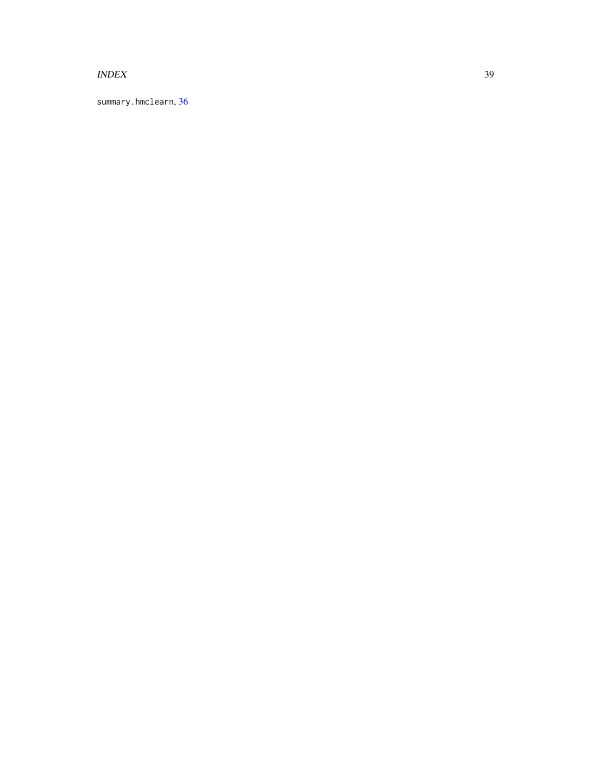summary.hmclearn, 36